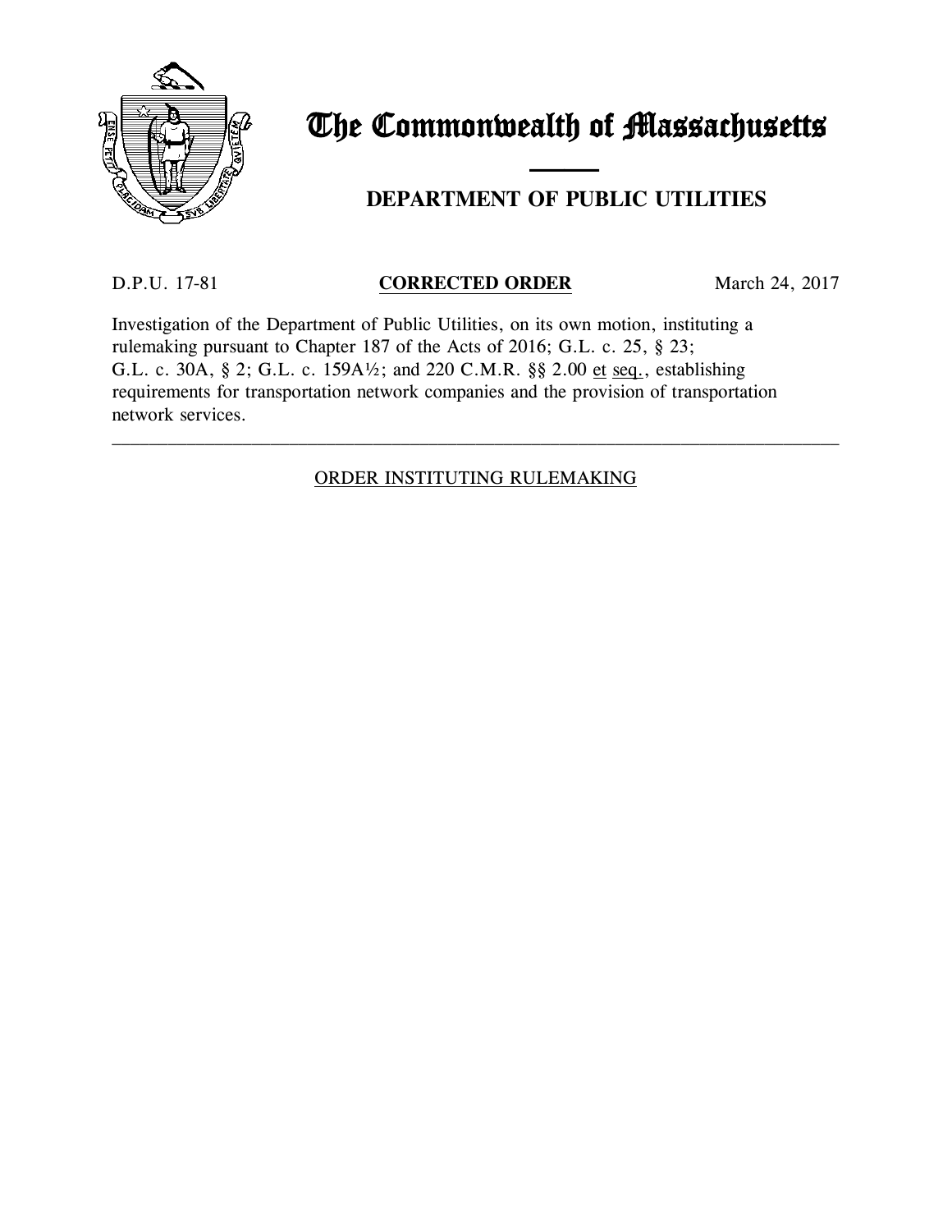# The Commonwealth of Massachusetts

## DEPARTMENT OF PUBLIC UTILITIES

D.P.U. 17-81 **CORRECTED ORDER** March 24, 2017

Investigation of the Department of Public Utilities, on its own motion, instituting a rulemaking pursuant to Chapter 187 of the Acts of 2016; G.L. c. 25, § 23; G.L. c. 30A, § 2; G.L. c. 159A½; and 220 C.M.R. §§ 2.00 et seq., establishing requirements for transportation network companies and the provision of transportation network services.

---

ORDER INSTITUTING RULEMAKING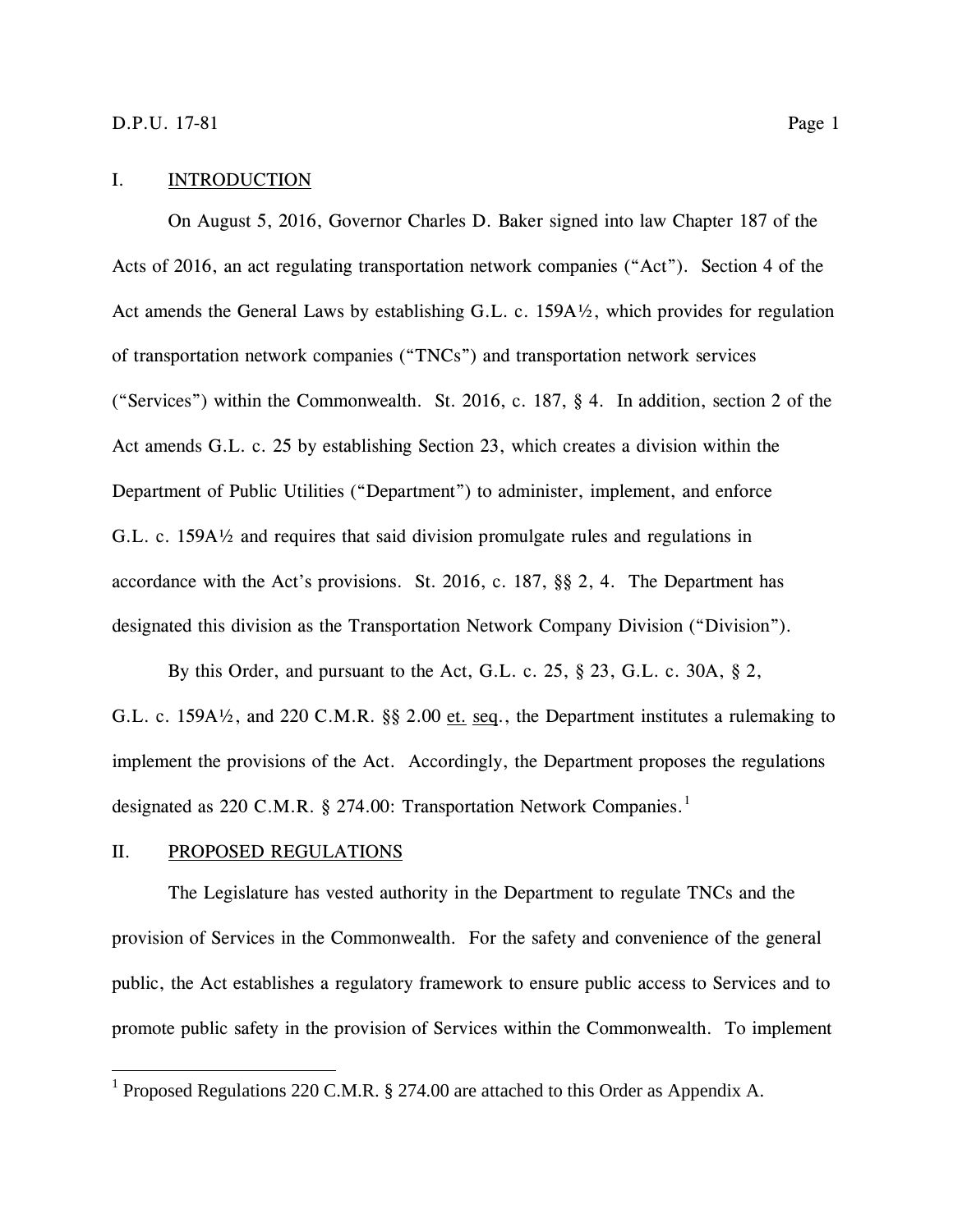## I. INTRODUCTION

On August 5, 2016, Governor Charles D. Baker signed into law Chapter 187 of the Acts of 2016, an act regulating transportation network companies ("Act"). Section 4 of the Act amends the General Laws by establishing G.L. c. 159A½, which provides for regulation of transportation network companies ("TNCs") and transportation network services ("Services") within the Commonwealth. St. 2016, c. 187, § 4. In addition, section 2 of the Act amends G.L. c. 25 by establishing Section 23, which creates a division within the Department of Public Utilities ("Department") to administer, implement, and enforce G.L. c. 159A½ and requires that said division promulgate rules and regulations in accordance with the Act's provisions. St. 2016, c. 187, §§ 2, 4. The Department has designated this division as the Transportation Network Company Division ("Division").

By this Order, and pursuant to the Act, G.L. c. 25, § 23, G.L. c. 30A, § 2, G.L. c. 159A½, and 220 C.M.R. §§ 2.00 et. seq., the Department institutes a rulemaking to implement the provisions of the Act. Accordingly, the Department proposes the regulations designated as 220 C.M.R. § 274.00: Transportation Network Companies.[1]

## II. PROPOSED REGULATIONS

The Legislature has vested authority in the Department to regulate TNCs and the provision of Services in the Commonwealth. For the safety and convenience of the general public, the Act establishes a regulatory framework to ensure public access to Services and to promote public safety in the provision of Services within the Commonwealth. To implement

[1] Proposed Regulations 220 C.M.R. § 274.00 are attached to this Order as Appendix A.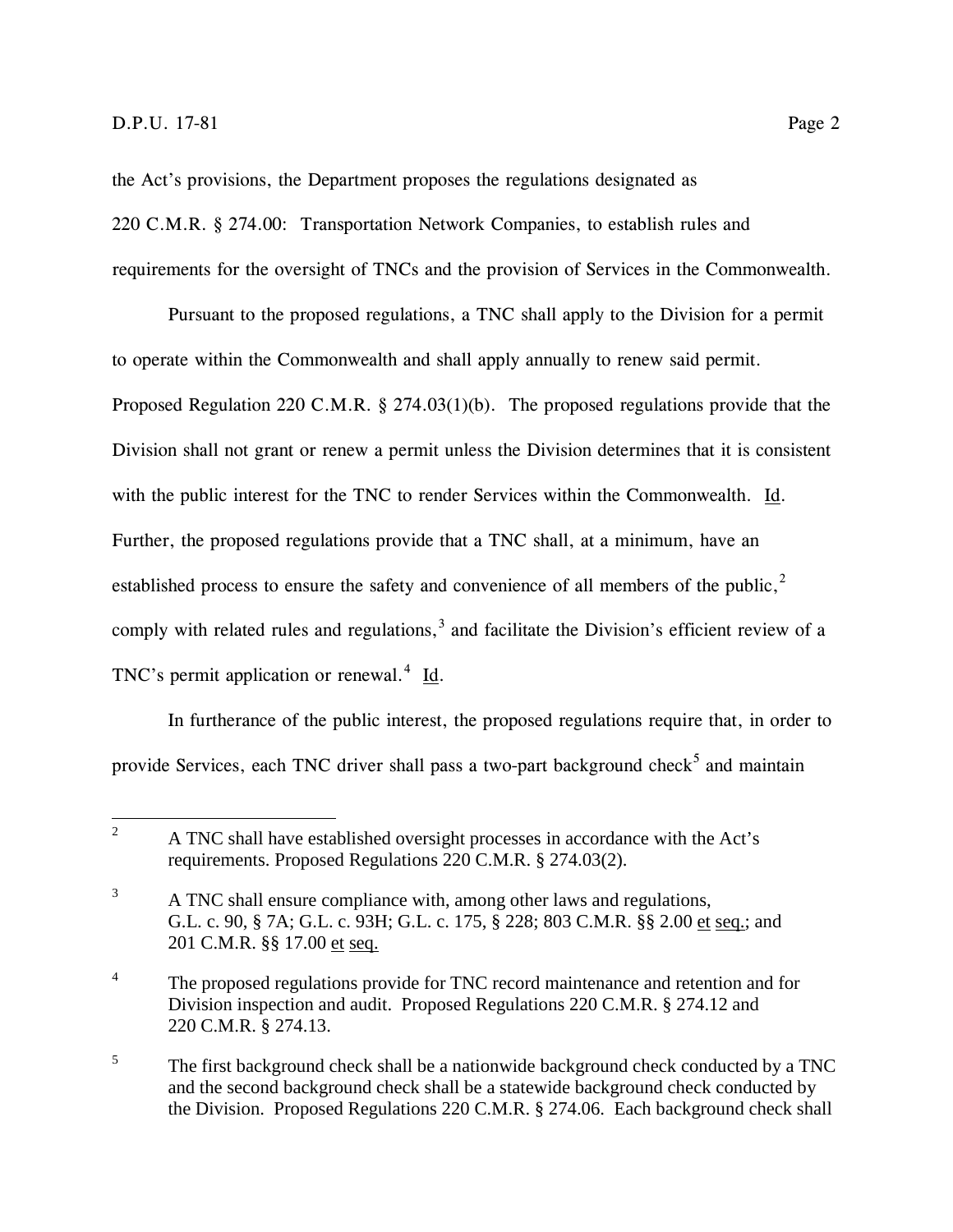the Act's provisions, the Department proposes the regulations designated as 220 C.M.R. § 274.00: Transportation Network Companies, to establish rules and requirements for the oversight of TNCs and the provision of Services in the Commonwealth.

Pursuant to the proposed regulations, a TNC shall apply to the Division for a permit to operate within the Commonwealth and shall apply annually to renew said permit. Proposed Regulation 220 C.M.R. § 274.03(1)(b). The proposed regulations provide that the Division shall not grant or renew a permit unless the Division determines that it is consistent with the public interest for the TNC to render Services within the Commonwealth. Id. Further, the proposed regulations provide that a TNC shall, at a minimum, have an established process to ensure the safety and convenience of all members of the public,[2] comply with related rules and regulations,[3] and facilitate the Division's efficient review of a TNC's permit application or renewal.[4] Id.

In furtherance of the public interest, the proposed regulations require that, in order to provide Services, each TNC driver shall pass a two-part background check[5] and maintain

---

[2] A TNC shall have established oversight processes in accordance with the Act's requirements. Proposed Regulations 220 C.M.R. § 274.03(2).

[3] A TNC shall ensure compliance with, among other laws and regulations, G.L. c. 90, § 7A; G.L. c. 93H; G.L. c. 175, § 228; 803 C.M.R. §§ 2.00 et seq.; and 201 C.M.R. §§ 17.00 et seq.

[4] The proposed regulations provide for TNC record maintenance and retention and for Division inspection and audit. Proposed Regulations 220 C.M.R. § 274.12 and 220 C.M.R. § 274.13.

[5] The first background check shall be a nationwide background check conducted by a TNC and the second background check shall be a statewide background check conducted by the Division. Proposed Regulations 220 C.M.R. § 274.06. Each background check shall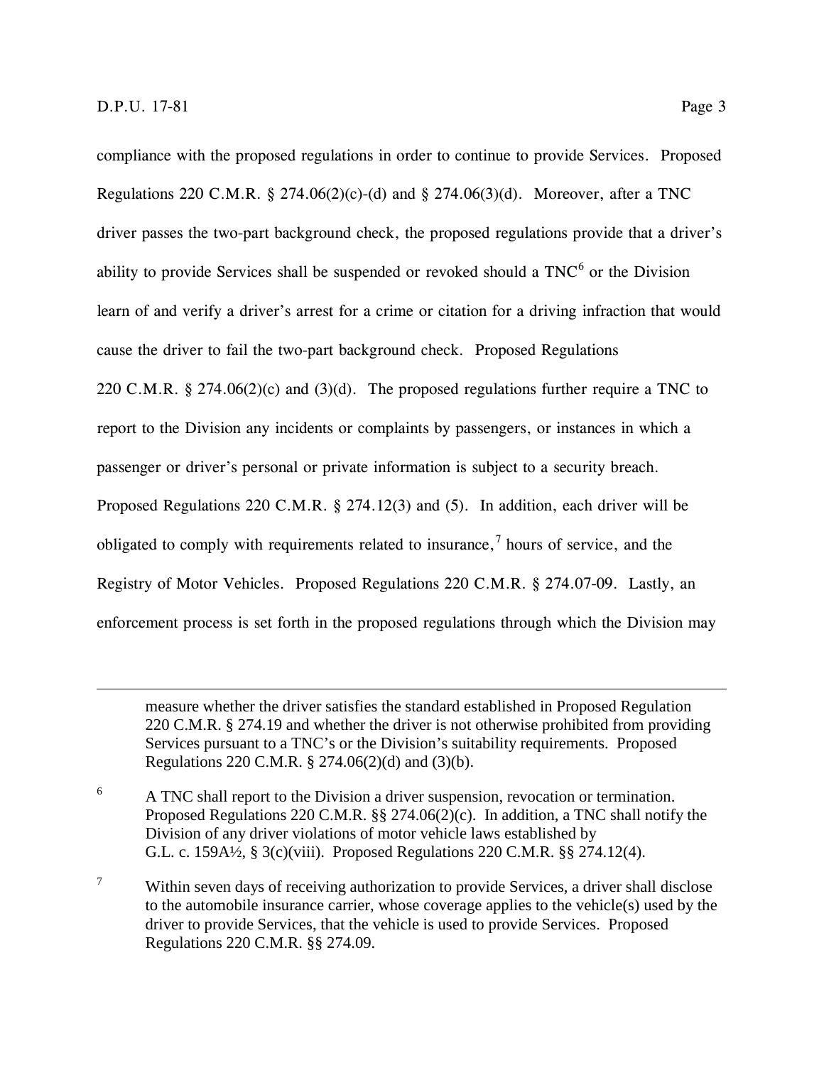compliance with the proposed regulations in order to continue to provide Services. Proposed Regulations 220 C.M.R. § 274.06(2)(c)-(d) and § 274.06(3)(d). Moreover, after a TNC driver passes the two-part background check, the proposed regulations provide that a driver's ability to provide Services shall be suspended or revoked should a TNC[6] or the Division learn of and verify a driver's arrest for a crime or citation for a driving infraction that would cause the driver to fail the two-part background check. Proposed Regulations 220 C.M.R. § 274.06(2)(c) and (3)(d). The proposed regulations further require a TNC to report to the Division any incidents or complaints by passengers, or instances in which a passenger or driver's personal or private information is subject to a security breach. Proposed Regulations 220 C.M.R. § 274.12(3) and (5). In addition, each driver will be obligated to comply with requirements related to insurance,[7] hours of service, and the Registry of Motor Vehicles. Proposed Regulations 220 C.M.R. § 274.07-09. Lastly, an enforcement process is set forth in the proposed regulations through which the Division may

---

measure whether the driver satisfies the standard established in Proposed Regulation 220 C.M.R. § 274.19 and whether the driver is not otherwise prohibited from providing Services pursuant to a TNC's or the Division's suitability requirements. Proposed Regulations 220 C.M.R. § 274.06(2)(d) and (3)(b).

[6] A TNC shall report to the Division a driver suspension, revocation or termination. Proposed Regulations 220 C.M.R. §§ 274.06(2)(c). In addition, a TNC shall notify the Division of any driver violations of motor vehicle laws established by G.L. c. 159A½, § 3(c)(viii). Proposed Regulations 220 C.M.R. §§ 274.12(4).

[7] Within seven days of receiving authorization to provide Services, a driver shall disclose to the automobile insurance carrier, whose coverage applies to the vehicle(s) used by the driver to provide Services, that the vehicle is used to provide Services. Proposed Regulations 220 C.M.R. §§ 274.09.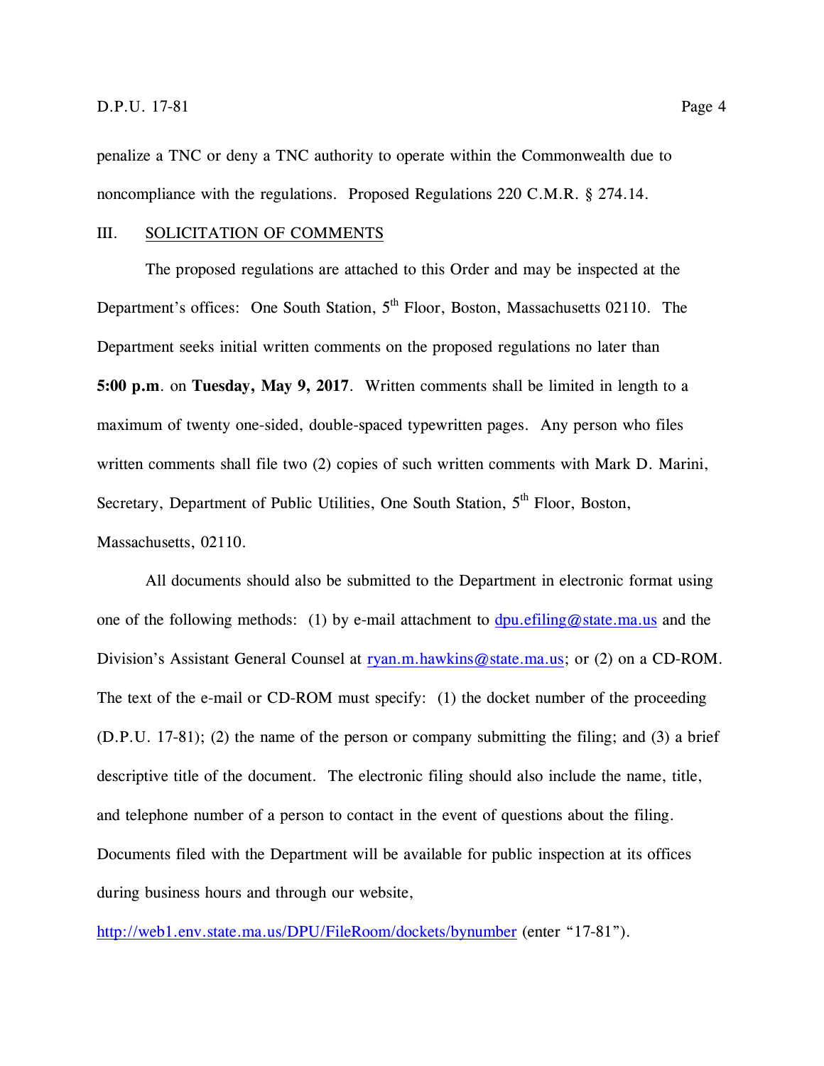penalize a TNC or deny a TNC authority to operate within the Commonwealth due to noncompliance with the regulations. Proposed Regulations 220 C.M.R. § 274.14.

## III. SOLICITATION OF COMMENTS

The proposed regulations are attached to this Order and may be inspected at the Department's offices: One South Station, 5th Floor, Boston, Massachusetts 02110. The Department seeks initial written comments on the proposed regulations no later than **5:00 p.m**. on **Tuesday, May 9, 2017**. Written comments shall be limited in length to a maximum of twenty one-sided, double-spaced typewritten pages. Any person who files written comments shall file two (2) copies of such written comments with Mark D. Marini, Secretary, Department of Public Utilities, One South Station, 5th Floor, Boston, Massachusetts, 02110.

All documents should also be submitted to the Department in electronic format using one of the following methods: (1) by e-mail attachment to dpu.efiling@state.ma.us and the Division's Assistant General Counsel at ryan.m.hawkins@state.ma.us; or (2) on a CD-ROM. The text of the e-mail or CD-ROM must specify: (1) the docket number of the proceeding (D.P.U. 17-81); (2) the name of the person or company submitting the filing; and (3) a brief descriptive title of the document. The electronic filing should also include the name, title, and telephone number of a person to contact in the event of questions about the filing. Documents filed with the Department will be available for public inspection at its offices during business hours and through our website, http://web1.env.state.ma.us/DPU/FileRoom/dockets/bynumber (enter "17-81").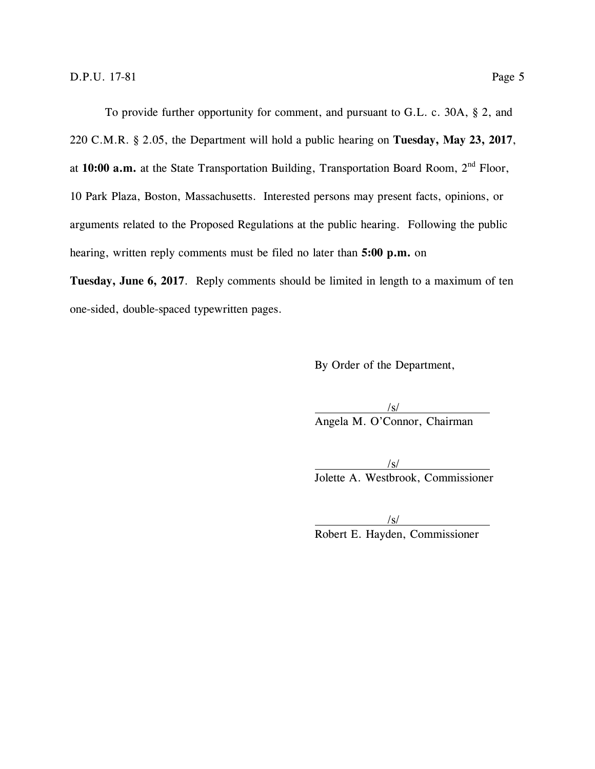To provide further opportunity for comment, and pursuant to G.L. c. 30A, § 2, and 220 C.M.R. § 2.05, the Department will hold a public hearing on **Tuesday, May 23, 2017**, at **10:00 a.m.** at the State Transportation Building, Transportation Board Room, 2nd Floor, 10 Park Plaza, Boston, Massachusetts. Interested persons may present facts, opinions, or arguments related to the Proposed Regulations at the public hearing. Following the public hearing, written reply comments must be filed no later than **5:00 p.m.** on **Tuesday, June 6, 2017**. Reply comments should be limited in length to a maximum of ten one-sided, double-spaced typewritten pages.

By Order of the Department,

/s/
Angela M. O'Connor, Chairman

/s/
Jolette A. Westbrook, Commissioner

/s/
Robert E. Hayden, Commissioner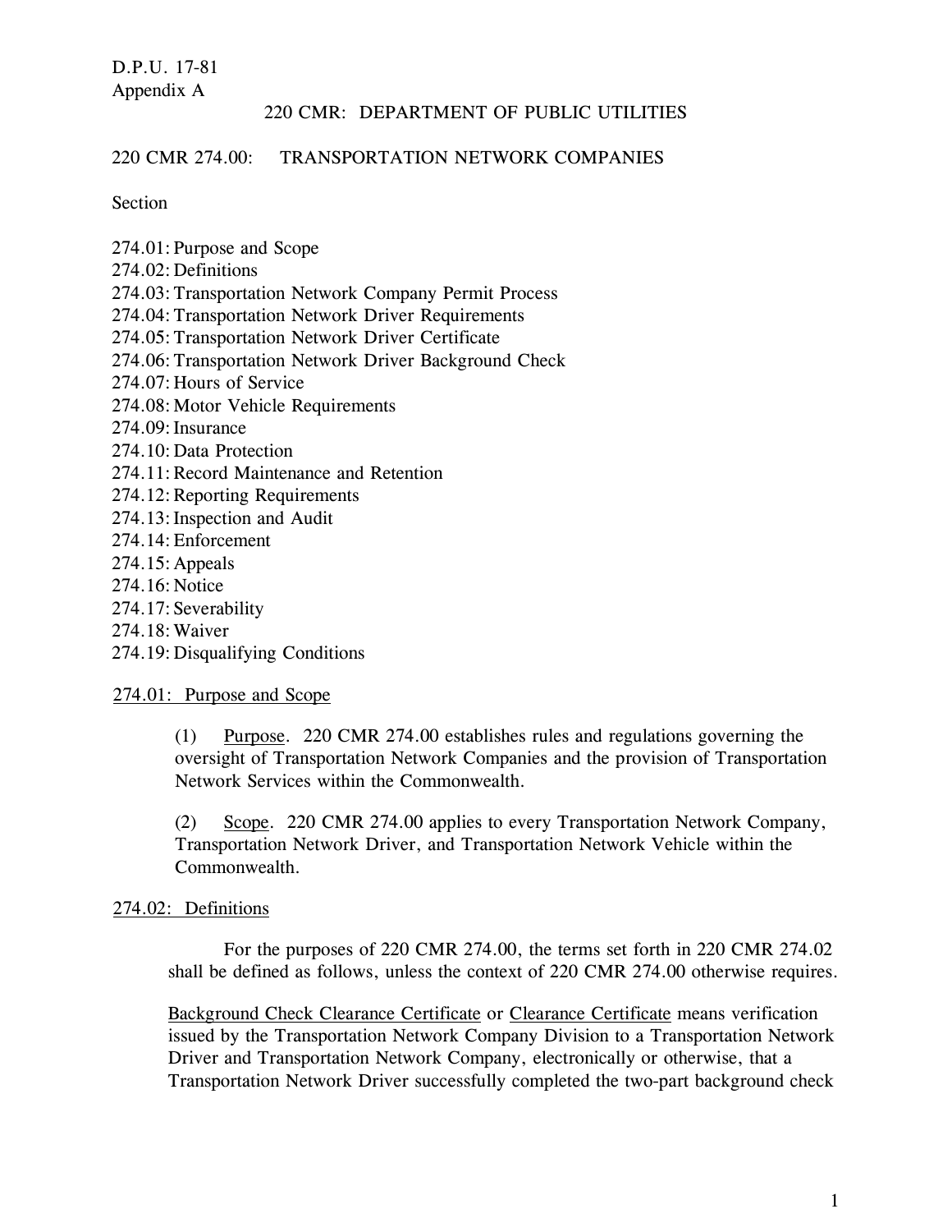D.P.U. 17-81
Appendix A

220 CMR: DEPARTMENT OF PUBLIC UTILITIES

220 CMR 274.00: TRANSPORTATION NETWORK COMPANIES

Section

274.01: Purpose and Scope
274.02: Definitions
274.03: Transportation Network Company Permit Process
274.04: Transportation Network Driver Requirements
274.05: Transportation Network Driver Certificate
274.06: Transportation Network Driver Background Check
274.07: Hours of Service
274.08: Motor Vehicle Requirements
274.09: Insurance
274.10: Data Protection
274.11: Record Maintenance and Retention
274.12: Reporting Requirements
274.13: Inspection and Audit
274.14: Enforcement
274.15: Appeals
274.16: Notice
274.17: Severability
274.18: Waiver
274.19: Disqualifying Conditions

274.01: Purpose and Scope

(1) Purpose. 220 CMR 274.00 establishes rules and regulations governing the oversight of Transportation Network Companies and the provision of Transportation Network Services within the Commonwealth.

(2) Scope. 220 CMR 274.00 applies to every Transportation Network Company, Transportation Network Driver, and Transportation Network Vehicle within the Commonwealth.

274.02: Definitions

For the purposes of 220 CMR 274.00, the terms set forth in 220 CMR 274.02 shall be defined as follows, unless the context of 220 CMR 274.00 otherwise requires.

Background Check Clearance Certificate or Clearance Certificate means verification issued by the Transportation Network Company Division to a Transportation Network Driver and Transportation Network Company, electronically or otherwise, that a Transportation Network Driver successfully completed the two-part background check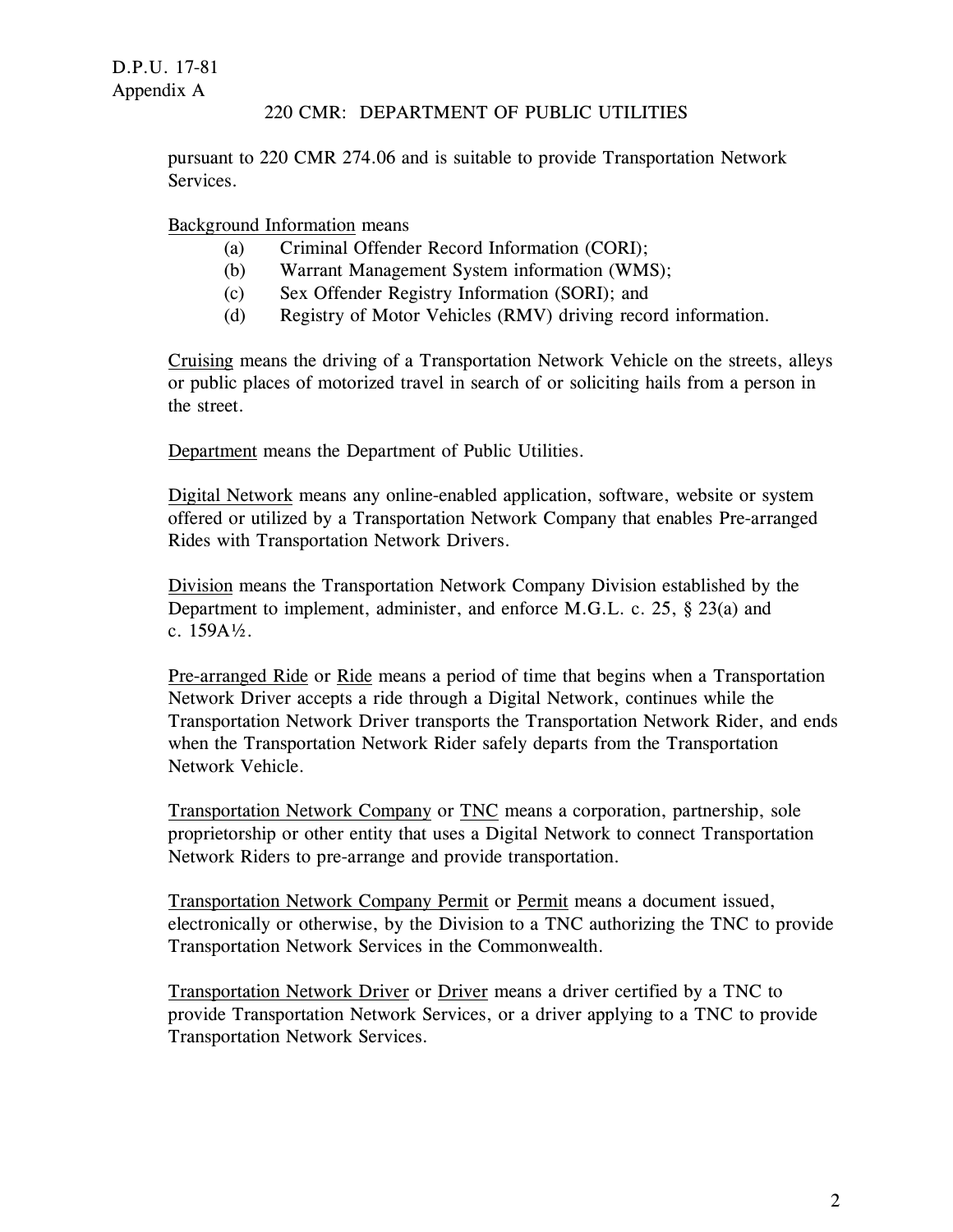pursuant to 220 CMR 274.06 and is suitable to provide Transportation Network Services.

Background Information means

(a) Criminal Offender Record Information (CORI);
(b) Warrant Management System information (WMS);
(c) Sex Offender Registry Information (SORI); and
(d) Registry of Motor Vehicles (RMV) driving record information.

Cruising means the driving of a Transportation Network Vehicle on the streets, alleys or public places of motorized travel in search of or soliciting hails from a person in the street.

Department means the Department of Public Utilities.

Digital Network means any online-enabled application, software, website or system offered or utilized by a Transportation Network Company that enables Pre-arranged Rides with Transportation Network Drivers.

Division means the Transportation Network Company Division established by the Department to implement, administer, and enforce M.G.L. c. 25, § 23(a) and c. 159A½.

Pre-arranged Ride or Ride means a period of time that begins when a Transportation Network Driver accepts a ride through a Digital Network, continues while the Transportation Network Driver transports the Transportation Network Rider, and ends when the Transportation Network Rider safely departs from the Transportation Network Vehicle.

Transportation Network Company or TNC means a corporation, partnership, sole proprietorship or other entity that uses a Digital Network to connect Transportation Network Riders to pre-arrange and provide transportation.

Transportation Network Company Permit or Permit means a document issued, electronically or otherwise, by the Division to a TNC authorizing the TNC to provide Transportation Network Services in the Commonwealth.

Transportation Network Driver or Driver means a driver certified by a TNC to provide Transportation Network Services, or a driver applying to a TNC to provide Transportation Network Services.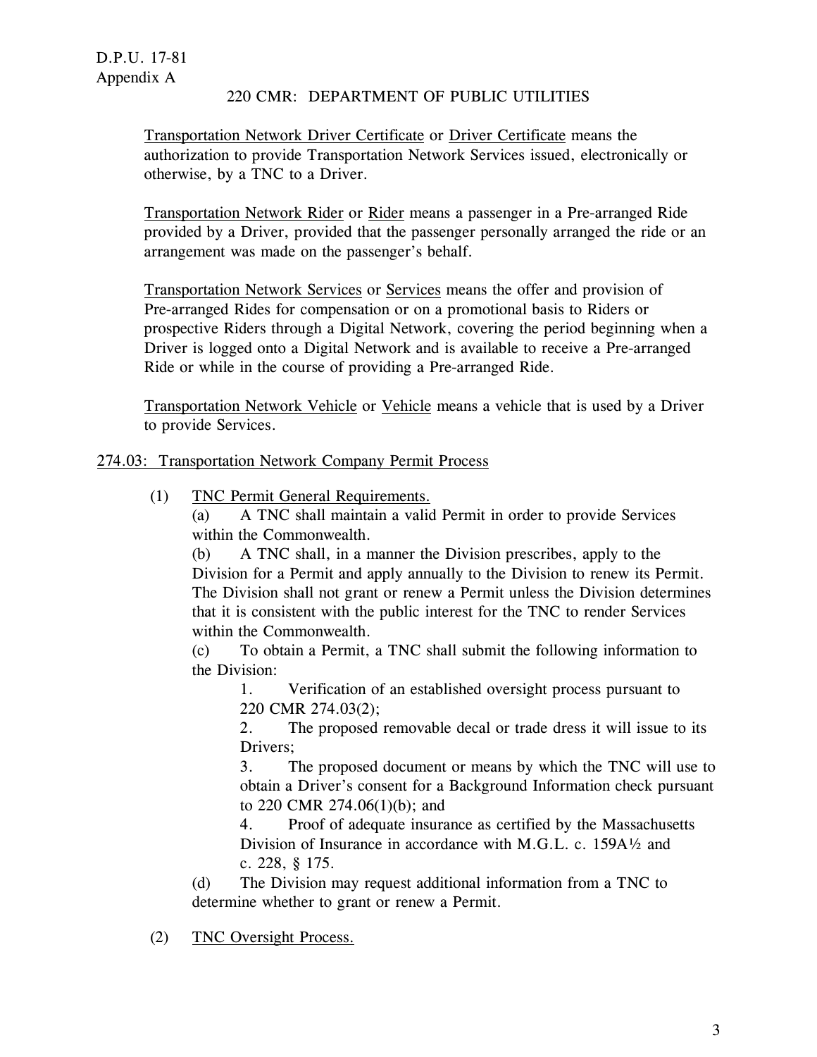Transportation Network Driver Certificate or Driver Certificate means the authorization to provide Transportation Network Services issued, electronically or otherwise, by a TNC to a Driver.

Transportation Network Rider or Rider means a passenger in a Pre-arranged Ride provided by a Driver, provided that the passenger personally arranged the ride or an arrangement was made on the passenger's behalf.

Transportation Network Services or Services means the offer and provision of Pre-arranged Rides for compensation or on a promotional basis to Riders or prospective Riders through a Digital Network, covering the period beginning when a Driver is logged onto a Digital Network and is available to receive a Pre-arranged Ride or while in the course of providing a Pre-arranged Ride.

Transportation Network Vehicle or Vehicle means a vehicle that is used by a Driver to provide Services.

## 274.03: Transportation Network Company Permit Process

(1) TNC Permit General Requirements.

(a) A TNC shall maintain a valid Permit in order to provide Services within the Commonwealth.

(b) A TNC shall, in a manner the Division prescribes, apply to the Division for a Permit and apply annually to the Division to renew its Permit. The Division shall not grant or renew a Permit unless the Division determines that it is consistent with the public interest for the TNC to render Services within the Commonwealth.

(c) To obtain a Permit, a TNC shall submit the following information to the Division:

1. Verification of an established oversight process pursuant to 220 CMR 274.03(2);
2. The proposed removable decal or trade dress it will issue to its Drivers;
3. The proposed document or means by which the TNC will use to obtain a Driver's consent for a Background Information check pursuant to 220 CMR 274.06(1)(b); and
4. Proof of adequate insurance as certified by the Massachusetts Division of Insurance in accordance with M.G.L. c. 159A½ and c. 228, § 175.

(d) The Division may request additional information from a TNC to determine whether to grant or renew a Permit.

(2) TNC Oversight Process.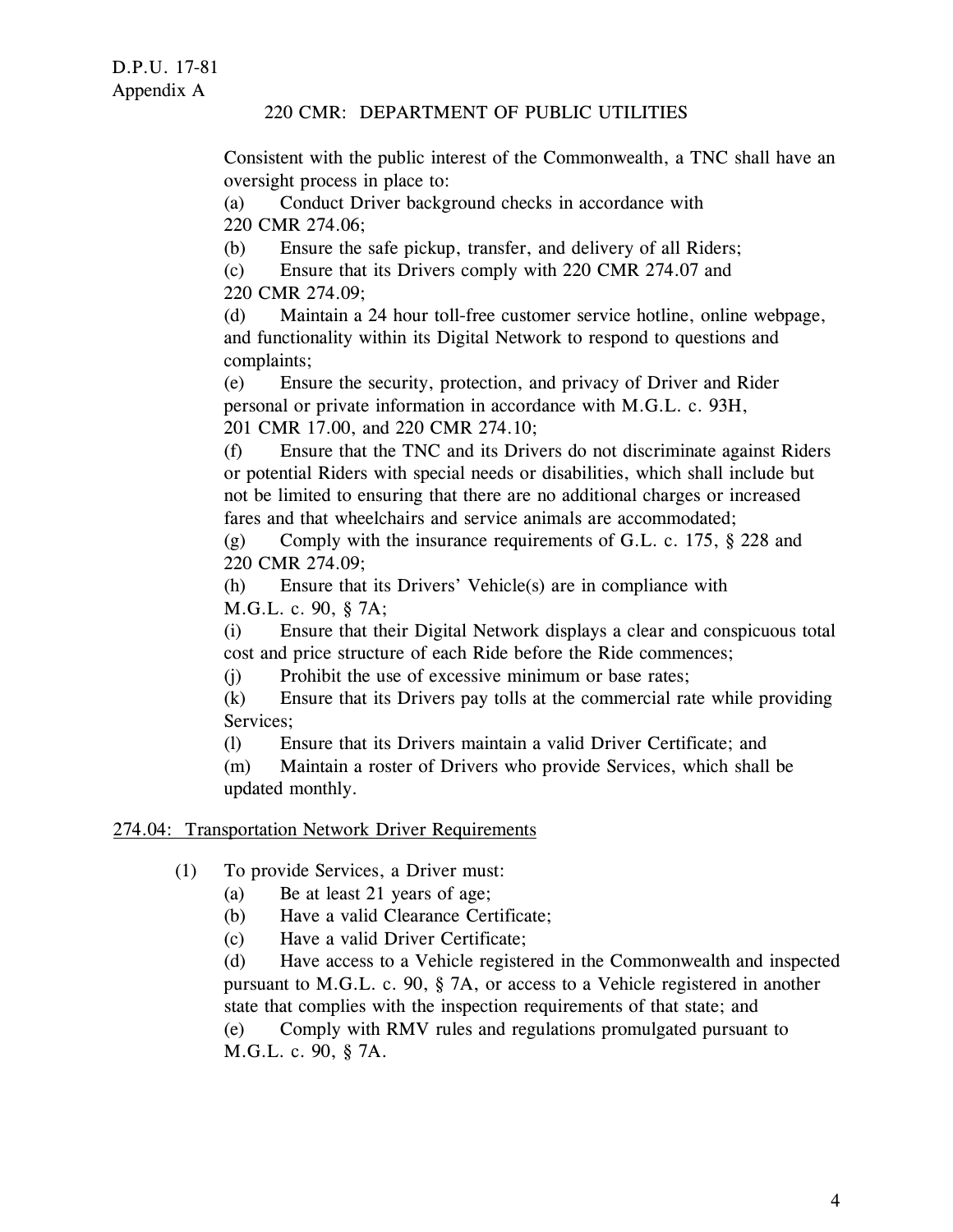Consistent with the public interest of the Commonwealth, a TNC shall have an oversight process in place to:

(a) Conduct Driver background checks in accordance with 220 CMR 274.06;

(b) Ensure the safe pickup, transfer, and delivery of all Riders;

(c) Ensure that its Drivers comply with 220 CMR 274.07 and 220 CMR 274.09;

(d) Maintain a 24 hour toll-free customer service hotline, online webpage, and functionality within its Digital Network to respond to questions and complaints;

(e) Ensure the security, protection, and privacy of Driver and Rider personal or private information in accordance with M.G.L. c. 93H, 201 CMR 17.00, and 220 CMR 274.10;

(f) Ensure that the TNC and its Drivers do not discriminate against Riders or potential Riders with special needs or disabilities, which shall include but not be limited to ensuring that there are no additional charges or increased fares and that wheelchairs and service animals are accommodated;

(g) Comply with the insurance requirements of G.L. c. 175, § 228 and 220 CMR 274.09;

(h) Ensure that its Drivers' Vehicle(s) are in compliance with M.G.L. c. 90, § 7A;

(i) Ensure that their Digital Network displays a clear and conspicuous total cost and price structure of each Ride before the Ride commences;

(j) Prohibit the use of excessive minimum or base rates;

(k) Ensure that its Drivers pay tolls at the commercial rate while providing Services;

(l) Ensure that its Drivers maintain a valid Driver Certificate; and

(m) Maintain a roster of Drivers who provide Services, which shall be updated monthly.

## 274.04: Transportation Network Driver Requirements

(1) To provide Services, a Driver must:

(a) Be at least 21 years of age;

(b) Have a valid Clearance Certificate;

(c) Have a valid Driver Certificate;

(d) Have access to a Vehicle registered in the Commonwealth and inspected pursuant to M.G.L. c. 90, § 7A, or access to a Vehicle registered in another state that complies with the inspection requirements of that state; and

(e) Comply with RMV rules and regulations promulgated pursuant to M.G.L. c. 90, § 7A.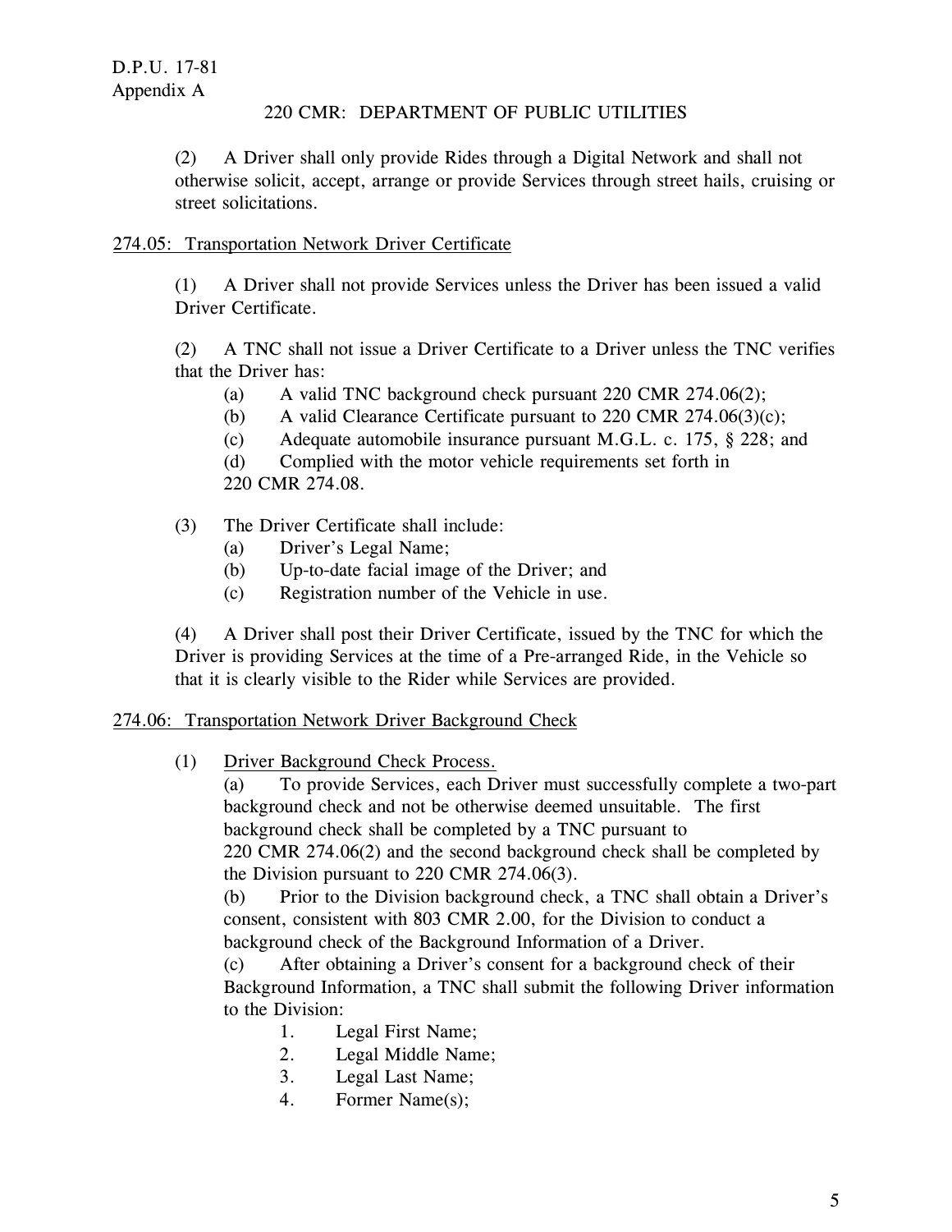(2) A Driver shall only provide Rides through a Digital Network and shall not otherwise solicit, accept, arrange or provide Services through street hails, cruising or street solicitations.

<u>274.05: Transportation Network Driver Certificate</u>

(1) A Driver shall not provide Services unless the Driver has been issued a valid Driver Certificate.

(2) A TNC shall not issue a Driver Certificate to a Driver unless the TNC verifies that the Driver has:

(a) A valid TNC background check pursuant 220 CMR 274.06(2);
(b) A valid Clearance Certificate pursuant to 220 CMR 274.06(3)(c);
(c) Adequate automobile insurance pursuant M.G.L. c. 175, § 228; and
(d) Complied with the motor vehicle requirements set forth in 220 CMR 274.08.

(3) The Driver Certificate shall include:

(a) Driver's Legal Name;
(b) Up-to-date facial image of the Driver; and
(c) Registration number of the Vehicle in use.

(4) A Driver shall post their Driver Certificate, issued by the TNC for which the Driver is providing Services at the time of a Pre-arranged Ride, in the Vehicle so that it is clearly visible to the Rider while Services are provided.

<u>274.06: Transportation Network Driver Background Check</u>

(1) <u>Driver Background Check Process.</u>

(a) To provide Services, each Driver must successfully complete a two-part background check and not be otherwise deemed unsuitable. The first background check shall be completed by a TNC pursuant to 220 CMR 274.06(2) and the second background check shall be completed by the Division pursuant to 220 CMR 274.06(3).

(b) Prior to the Division background check, a TNC shall obtain a Driver's consent, consistent with 803 CMR 2.00, for the Division to conduct a background check of the Background Information of a Driver.

(c) After obtaining a Driver's consent for a background check of their Background Information, a TNC shall submit the following Driver information to the Division:

1. Legal First Name;
2. Legal Middle Name;
3. Legal Last Name;
4. Former Name(s);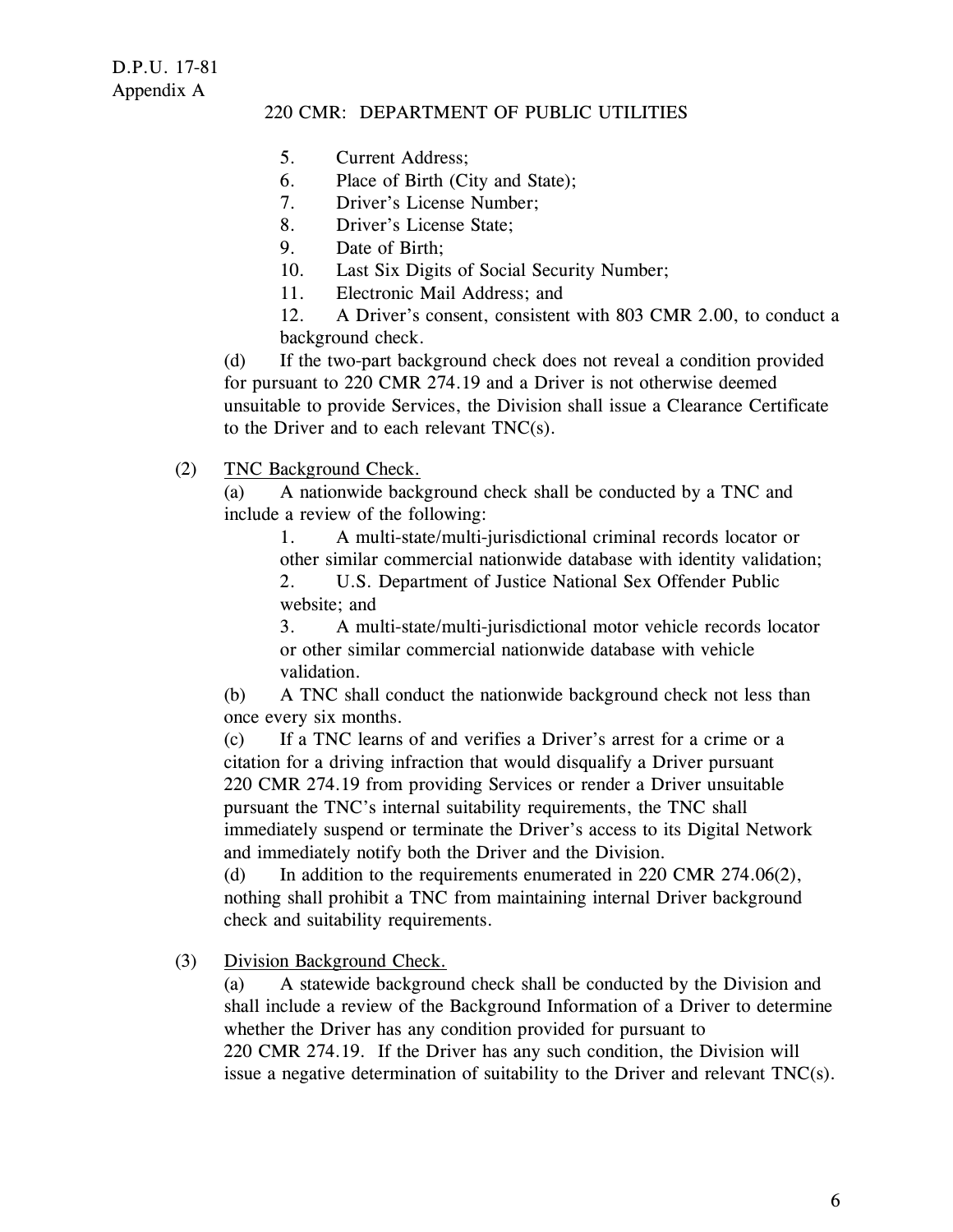5. Current Address;
6. Place of Birth (City and State);
7. Driver's License Number;
8. Driver's License State;
9. Date of Birth;
10. Last Six Digits of Social Security Number;
11. Electronic Mail Address; and
12. A Driver's consent, consistent with 803 CMR 2.00, to conduct a background check.

(d) If the two-part background check does not reveal a condition provided for pursuant to 220 CMR 274.19 and a Driver is not otherwise deemed unsuitable to provide Services, the Division shall issue a Clearance Certificate to the Driver and to each relevant TNC(s).

(2) <u>TNC Background Check.</u>

(a) A nationwide background check shall be conducted by a TNC and include a review of the following:

1. A multi-state/multi-jurisdictional criminal records locator or other similar commercial nationwide database with identity validation;
2. U.S. Department of Justice National Sex Offender Public website; and
3. A multi-state/multi-jurisdictional motor vehicle records locator or other similar commercial nationwide database with vehicle validation.

(b) A TNC shall conduct the nationwide background check not less than once every six months.

(c) If a TNC learns of and verifies a Driver's arrest for a crime or a citation for a driving infraction that would disqualify a Driver pursuant 220 CMR 274.19 from providing Services or render a Driver unsuitable pursuant the TNC's internal suitability requirements, the TNC shall immediately suspend or terminate the Driver's access to its Digital Network and immediately notify both the Driver and the Division.

(d) In addition to the requirements enumerated in 220 CMR 274.06(2), nothing shall prohibit a TNC from maintaining internal Driver background check and suitability requirements.

(3) <u>Division Background Check.</u>

(a) A statewide background check shall be conducted by the Division and shall include a review of the Background Information of a Driver to determine whether the Driver has any condition provided for pursuant to 220 CMR 274.19. If the Driver has any such condition, the Division will issue a negative determination of suitability to the Driver and relevant TNC(s).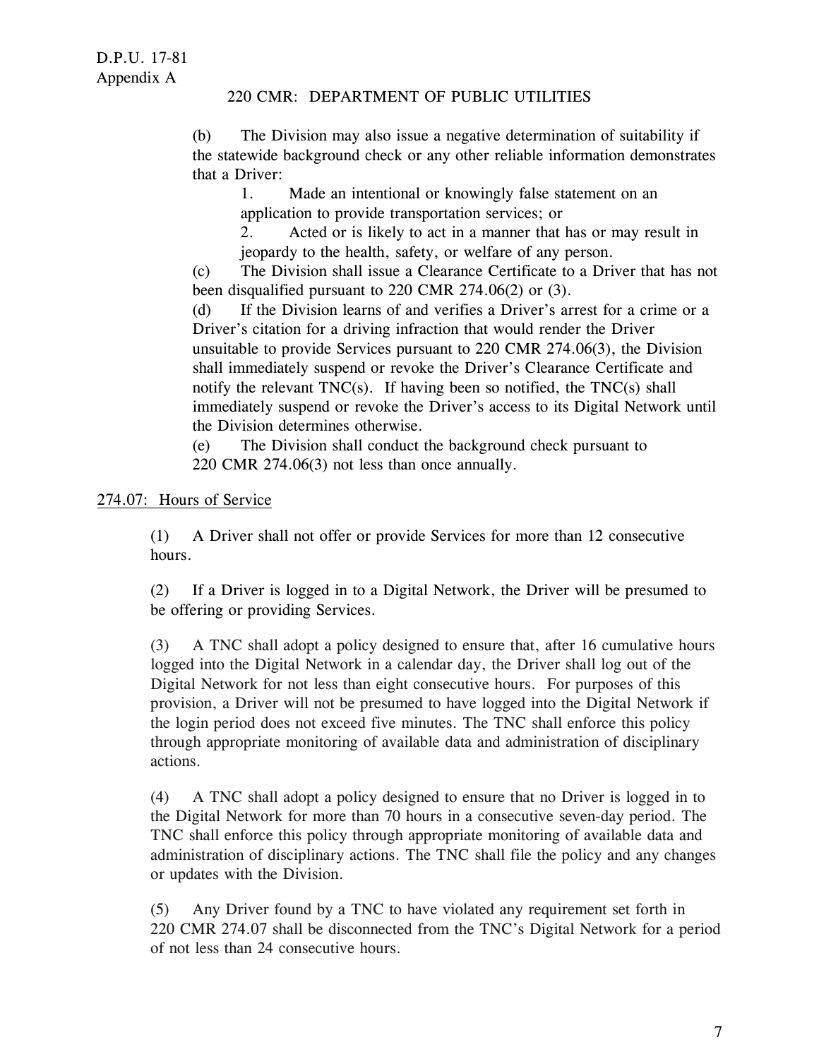(b) The Division may also issue a negative determination of suitability if the statewide background check or any other reliable information demonstrates that a Driver:

1. Made an intentional or knowingly false statement on an application to provide transportation services; or
2. Acted or is likely to act in a manner that has or may result in jeopardy to the health, safety, or welfare of any person.

(c) The Division shall issue a Clearance Certificate to a Driver that has not been disqualified pursuant to 220 CMR 274.06(2) or (3).

(d) If the Division learns of and verifies a Driver's arrest for a crime or a Driver's citation for a driving infraction that would render the Driver unsuitable to provide Services pursuant to 220 CMR 274.06(3), the Division shall immediately suspend or revoke the Driver's Clearance Certificate and notify the relevant TNC(s). If having been so notified, the TNC(s) shall immediately suspend or revoke the Driver's access to its Digital Network until the Division determines otherwise.

(e) The Division shall conduct the background check pursuant to 220 CMR 274.06(3) not less than once annually.

## 274.07: Hours of Service

(1) A Driver shall not offer or provide Services for more than 12 consecutive hours.

(2) If a Driver is logged in to a Digital Network, the Driver will be presumed to be offering or providing Services.

(3) A TNC shall adopt a policy designed to ensure that, after 16 cumulative hours logged into the Digital Network in a calendar day, the Driver shall log out of the Digital Network for not less than eight consecutive hours. For purposes of this provision, a Driver will not be presumed to have logged into the Digital Network if the login period does not exceed five minutes. The TNC shall enforce this policy through appropriate monitoring of available data and administration of disciplinary actions.

(4) A TNC shall adopt a policy designed to ensure that no Driver is logged in to the Digital Network for more than 70 hours in a consecutive seven-day period. The TNC shall enforce this policy through appropriate monitoring of available data and administration of disciplinary actions. The TNC shall file the policy and any changes or updates with the Division.

(5) Any Driver found by a TNC to have violated any requirement set forth in 220 CMR 274.07 shall be disconnected from the TNC's Digital Network for a period of not less than 24 consecutive hours.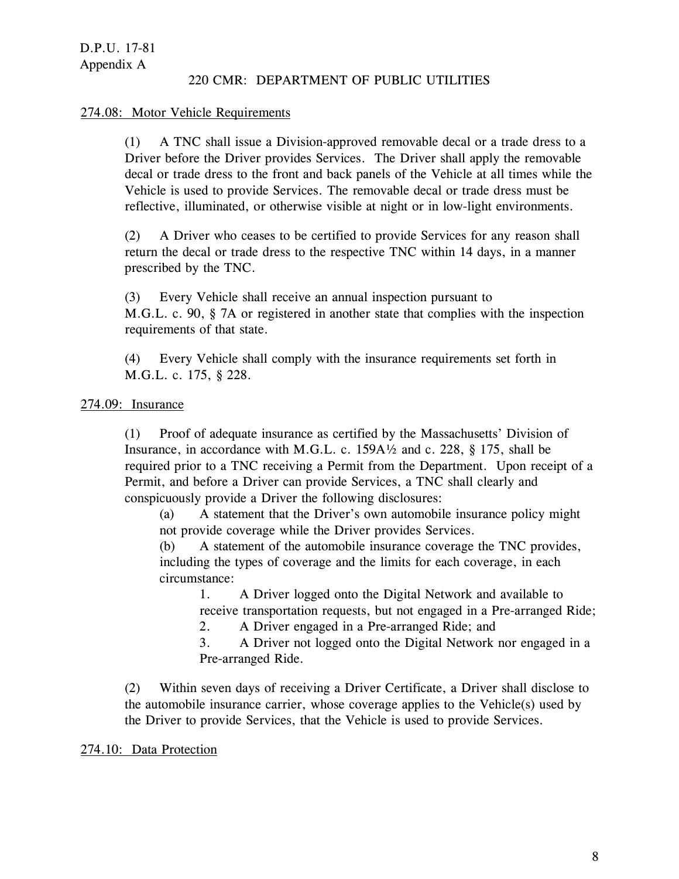D.P.U. 17-81
Appendix A

220 CMR: DEPARTMENT OF PUBLIC UTILITIES

274.08: Motor Vehicle Requirements

(1) A TNC shall issue a Division-approved removable decal or a trade dress to a Driver before the Driver provides Services. The Driver shall apply the removable decal or trade dress to the front and back panels of the Vehicle at all times while the Vehicle is used to provide Services. The removable decal or trade dress must be reflective, illuminated, or otherwise visible at night or in low-light environments.

(2) A Driver who ceases to be certified to provide Services for any reason shall return the decal or trade dress to the respective TNC within 14 days, in a manner prescribed by the TNC.

(3) Every Vehicle shall receive an annual inspection pursuant to M.G.L. c. 90, § 7A or registered in another state that complies with the inspection requirements of that state.

(4) Every Vehicle shall comply with the insurance requirements set forth in M.G.L. c. 175, § 228.

274.09: Insurance

(1) Proof of adequate insurance as certified by the Massachusetts' Division of Insurance, in accordance with M.G.L. c. 159A½ and c. 228, § 175, shall be required prior to a TNC receiving a Permit from the Department. Upon receipt of a Permit, and before a Driver can provide Services, a TNC shall clearly and conspicuously provide a Driver the following disclosures:

(a) A statement that the Driver's own automobile insurance policy might not provide coverage while the Driver provides Services.

(b) A statement of the automobile insurance coverage the TNC provides, including the types of coverage and the limits for each coverage, in each circumstance:

1. A Driver logged onto the Digital Network and available to receive transportation requests, but not engaged in a Pre-arranged Ride;
2. A Driver engaged in a Pre-arranged Ride; and
3. A Driver not logged onto the Digital Network nor engaged in a Pre-arranged Ride.

(2) Within seven days of receiving a Driver Certificate, a Driver shall disclose to the automobile insurance carrier, whose coverage applies to the Vehicle(s) used by the Driver to provide Services, that the Vehicle is used to provide Services.

274.10: Data Protection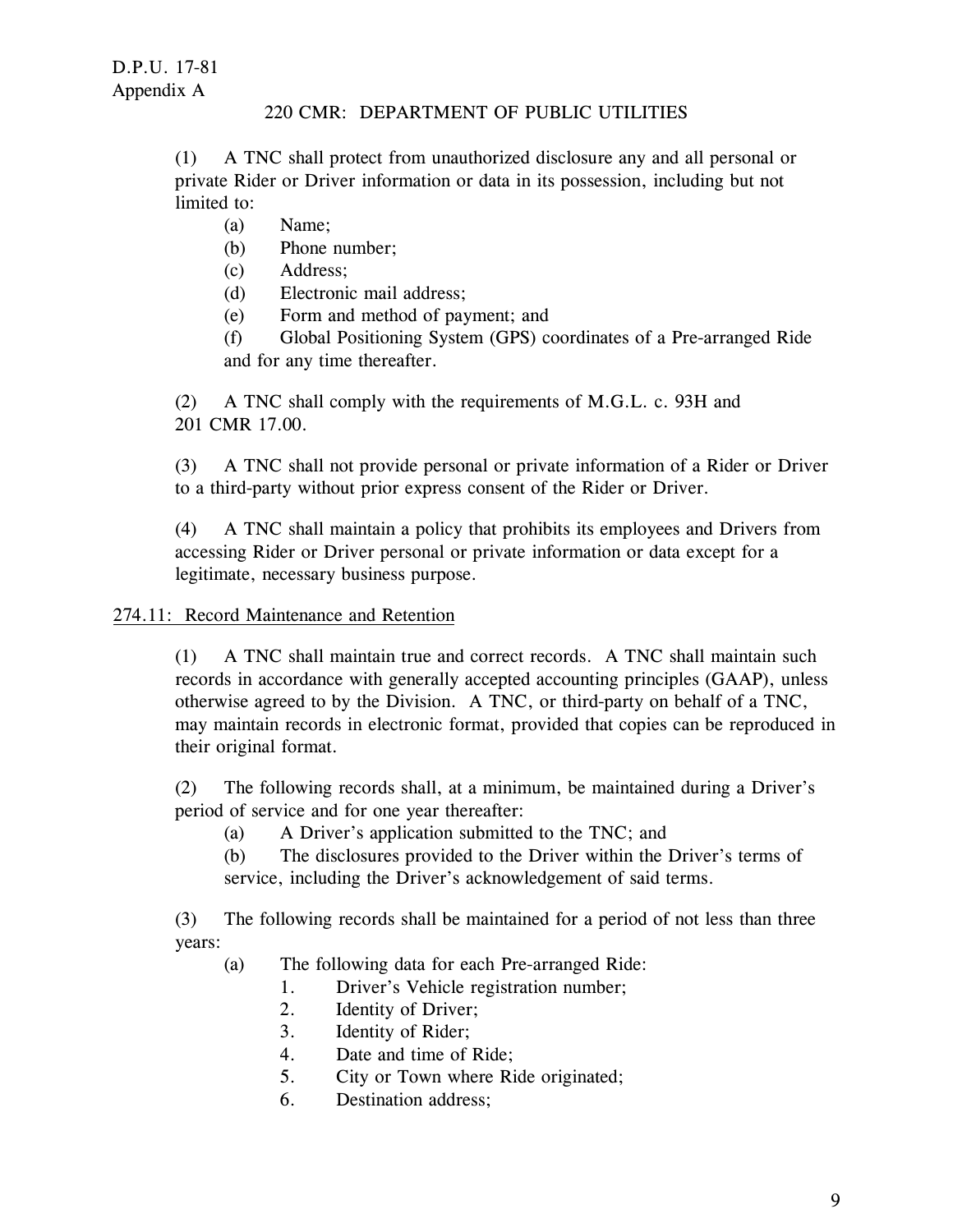(1) A TNC shall protect from unauthorized disclosure any and all personal or private Rider or Driver information or data in its possession, including but not limited to:

(a) Name;

(b) Phone number;

(c) Address;

(d) Electronic mail address;

(e) Form and method of payment; and

(f) Global Positioning System (GPS) coordinates of a Pre-arranged Ride and for any time thereafter.

(2) A TNC shall comply with the requirements of M.G.L. c. 93H and 201 CMR 17.00.

(3) A TNC shall not provide personal or private information of a Rider or Driver to a third-party without prior express consent of the Rider or Driver.

(4) A TNC shall maintain a policy that prohibits its employees and Drivers from accessing Rider or Driver personal or private information or data except for a legitimate, necessary business purpose.

## 274.11: Record Maintenance and Retention

(1) A TNC shall maintain true and correct records. A TNC shall maintain such records in accordance with generally accepted accounting principles (GAAP), unless otherwise agreed to by the Division. A TNC, or third-party on behalf of a TNC, may maintain records in electronic format, provided that copies can be reproduced in their original format.

(2) The following records shall, at a minimum, be maintained during a Driver's period of service and for one year thereafter:

(a) A Driver's application submitted to the TNC; and

(b) The disclosures provided to the Driver within the Driver's terms of service, including the Driver's acknowledgement of said terms.

(3) The following records shall be maintained for a period of not less than three years:

(a) The following data for each Pre-arranged Ride:

1. Driver's Vehicle registration number;
2. Identity of Driver;
3. Identity of Rider;
4. Date and time of Ride;
5. City or Town where Ride originated;
6. Destination address;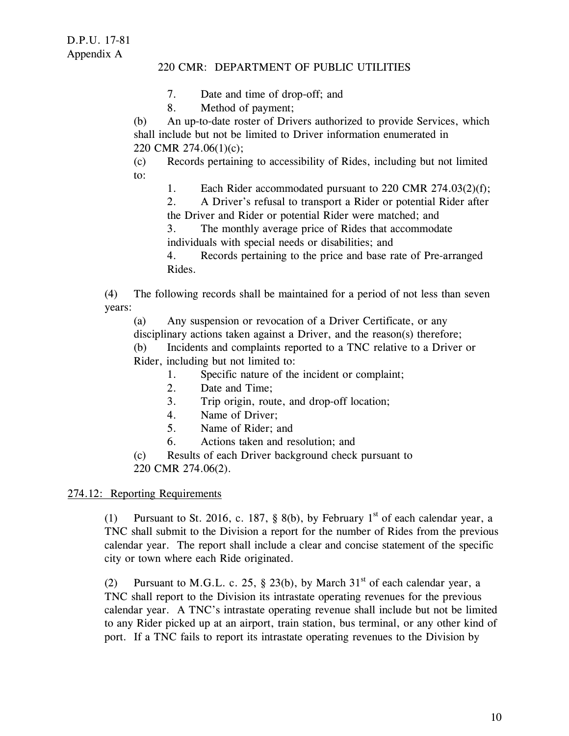7. Date and time of drop-off; and
8. Method of payment;

(b) An up-to-date roster of Drivers authorized to provide Services, which shall include but not be limited to Driver information enumerated in 220 CMR 274.06(1)(c);

(c) Records pertaining to accessibility of Rides, including but not limited to:

1. Each Rider accommodated pursuant to 220 CMR 274.03(2)(f);
2. A Driver's refusal to transport a Rider or potential Rider after the Driver and Rider or potential Rider were matched; and
3. The monthly average price of Rides that accommodate individuals with special needs or disabilities; and
4. Records pertaining to the price and base rate of Pre-arranged Rides.

(4) The following records shall be maintained for a period of not less than seven years:

(a) Any suspension or revocation of a Driver Certificate, or any disciplinary actions taken against a Driver, and the reason(s) therefore;

(b) Incidents and complaints reported to a TNC relative to a Driver or Rider, including but not limited to:

1. Specific nature of the incident or complaint;
2. Date and Time;
3. Trip origin, route, and drop-off location;
4. Name of Driver;
5. Name of Rider; and
6. Actions taken and resolution; and

(c) Results of each Driver background check pursuant to 220 CMR 274.06(2).

## 274.12: Reporting Requirements

(1) Pursuant to St. 2016, c. 187, § 8(b), by February 1st of each calendar year, a TNC shall submit to the Division a report for the number of Rides from the previous calendar year. The report shall include a clear and concise statement of the specific city or town where each Ride originated.

(2) Pursuant to M.G.L. c. 25, § 23(b), by March 31st of each calendar year, a TNC shall report to the Division its intrastate operating revenues for the previous calendar year. A TNC's intrastate operating revenue shall include but not be limited to any Rider picked up at an airport, train station, bus terminal, or any other kind of port. If a TNC fails to report its intrastate operating revenues to the Division by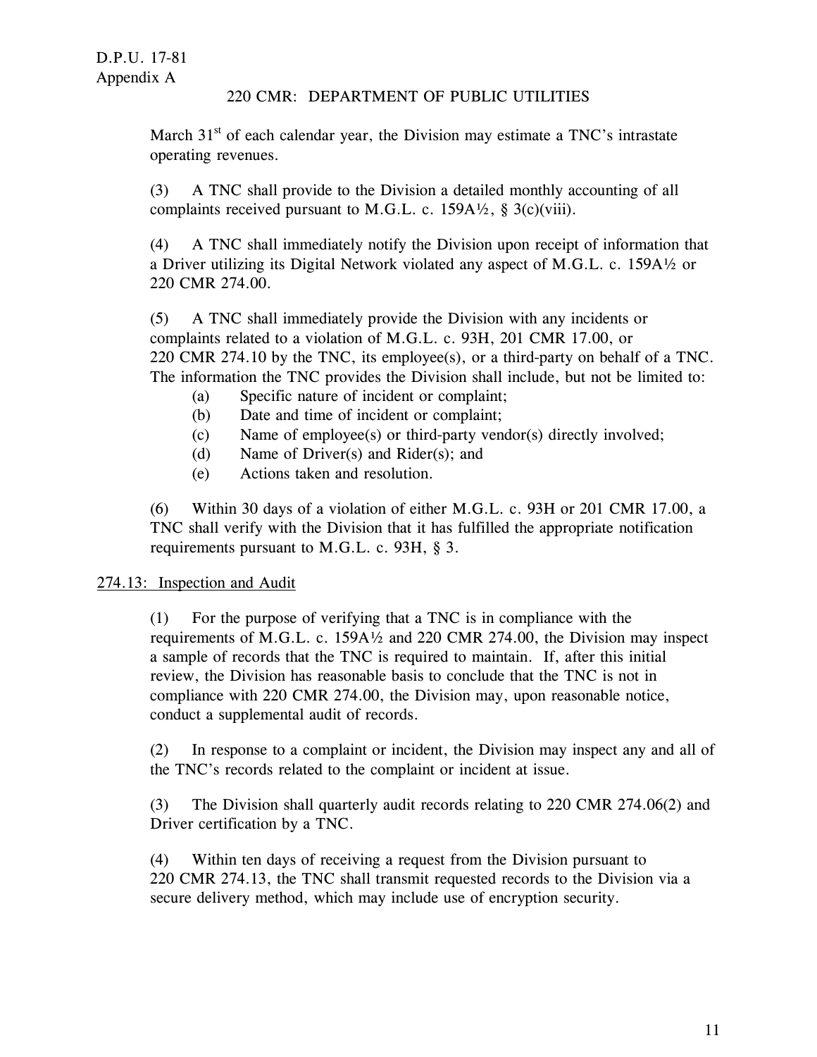March 31st of each calendar year, the Division may estimate a TNC's intrastate operating revenues.

(3) A TNC shall provide to the Division a detailed monthly accounting of all complaints received pursuant to M.G.L. c. 159A½, § 3(c)(viii).

(4) A TNC shall immediately notify the Division upon receipt of information that a Driver utilizing its Digital Network violated any aspect of M.G.L. c. 159A½ or 220 CMR 274.00.

(5) A TNC shall immediately provide the Division with any incidents or complaints related to a violation of M.G.L. c. 93H, 201 CMR 17.00, or 220 CMR 274.10 by the TNC, its employee(s), or a third-party on behalf of a TNC. The information the TNC provides the Division shall include, but not be limited to:

(a) Specific nature of incident or complaint;
(b) Date and time of incident or complaint;
(c) Name of employee(s) or third-party vendor(s) directly involved;
(d) Name of Driver(s) and Rider(s); and
(e) Actions taken and resolution.

(6) Within 30 days of a violation of either M.G.L. c. 93H or 201 CMR 17.00, a TNC shall verify with the Division that it has fulfilled the appropriate notification requirements pursuant to M.G.L. c. 93H, § 3.

274.13: Inspection and Audit

(1) For the purpose of verifying that a TNC is in compliance with the requirements of M.G.L. c. 159A½ and 220 CMR 274.00, the Division may inspect a sample of records that the TNC is required to maintain. If, after this initial review, the Division has reasonable basis to conclude that the TNC is not in compliance with 220 CMR 274.00, the Division may, upon reasonable notice, conduct a supplemental audit of records.

(2) In response to a complaint or incident, the Division may inspect any and all of the TNC's records related to the complaint or incident at issue.

(3) The Division shall quarterly audit records relating to 220 CMR 274.06(2) and Driver certification by a TNC.

(4) Within ten days of receiving a request from the Division pursuant to 220 CMR 274.13, the TNC shall transmit requested records to the Division via a secure delivery method, which may include use of encryption security.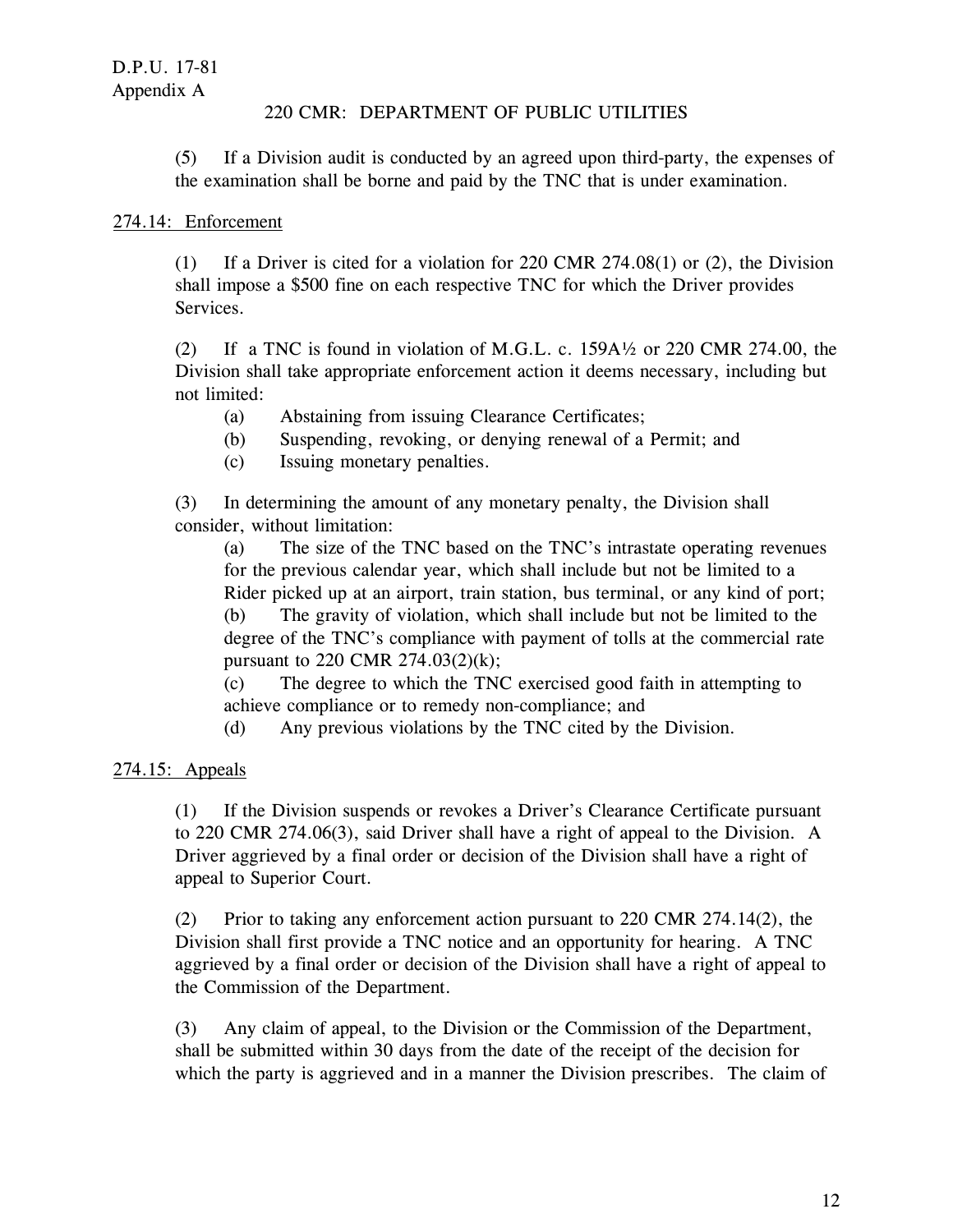(5) If a Division audit is conducted by an agreed upon third-party, the expenses of the examination shall be borne and paid by the TNC that is under examination.

274.14: Enforcement

(1) If a Driver is cited for a violation for 220 CMR 274.08(1) or (2), the Division shall impose a $500 fine on each respective TNC for which the Driver provides Services.

(2) If a TNC is found in violation of M.G.L. c. 159A½ or 220 CMR 274.00, the Division shall take appropriate enforcement action it deems necessary, including but not limited:

(a) Abstaining from issuing Clearance Certificates;
(b) Suspending, revoking, or denying renewal of a Permit; and
(c) Issuing monetary penalties.

(3) In determining the amount of any monetary penalty, the Division shall consider, without limitation:

(a) The size of the TNC based on the TNC's intrastate operating revenues for the previous calendar year, which shall include but not be limited to a Rider picked up at an airport, train station, bus terminal, or any kind of port;
(b) The gravity of violation, which shall include but not be limited to the degree of the TNC's compliance with payment of tolls at the commercial rate pursuant to 220 CMR 274.03(2)(k);
(c) The degree to which the TNC exercised good faith in attempting to achieve compliance or to remedy non-compliance; and
(d) Any previous violations by the TNC cited by the Division.

274.15: Appeals

(1) If the Division suspends or revokes a Driver's Clearance Certificate pursuant to 220 CMR 274.06(3), said Driver shall have a right of appeal to the Division. A Driver aggrieved by a final order or decision of the Division shall have a right of appeal to Superior Court.

(2) Prior to taking any enforcement action pursuant to 220 CMR 274.14(2), the Division shall first provide a TNC notice and an opportunity for hearing. A TNC aggrieved by a final order or decision of the Division shall have a right of appeal to the Commission of the Department.

(3) Any claim of appeal, to the Division or the Commission of the Department, shall be submitted within 30 days from the date of the receipt of the decision for which the party is aggrieved and in a manner the Division prescribes. The claim of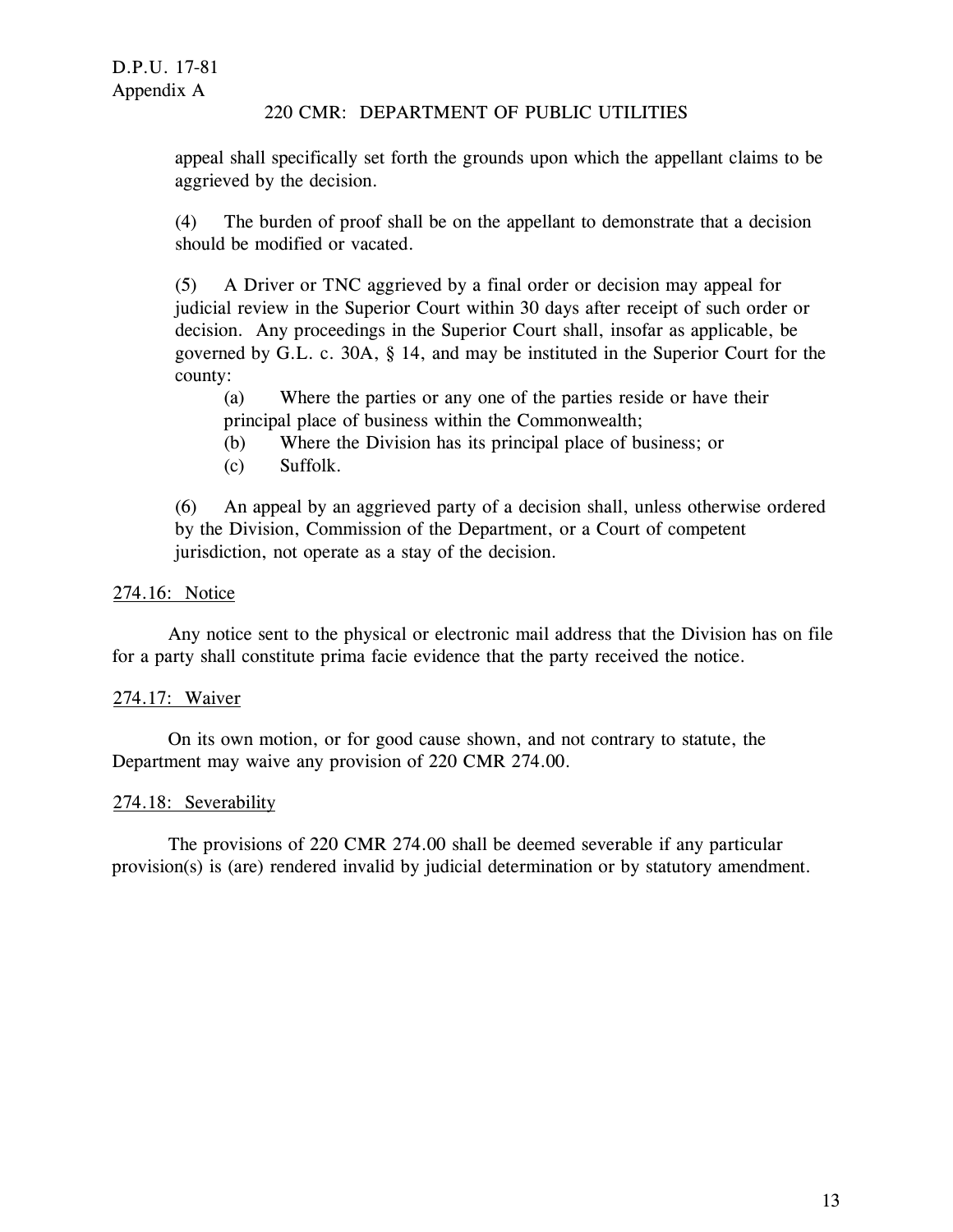appeal shall specifically set forth the grounds upon which the appellant claims to be aggrieved by the decision.

(4) The burden of proof shall be on the appellant to demonstrate that a decision should be modified or vacated.

(5) A Driver or TNC aggrieved by a final order or decision may appeal for judicial review in the Superior Court within 30 days after receipt of such order or decision. Any proceedings in the Superior Court shall, insofar as applicable, be governed by G.L. c. 30A, § 14, and may be instituted in the Superior Court for the county:

(a) Where the parties or any one of the parties reside or have their principal place of business within the Commonwealth;

(b) Where the Division has its principal place of business; or

(c) Suffolk.

(6) An appeal by an aggrieved party of a decision shall, unless otherwise ordered by the Division, Commission of the Department, or a Court of competent jurisdiction, not operate as a stay of the decision.

274.16: Notice

Any notice sent to the physical or electronic mail address that the Division has on file for a party shall constitute prima facie evidence that the party received the notice.

274.17: Waiver

On its own motion, or for good cause shown, and not contrary to statute, the Department may waive any provision of 220 CMR 274.00.

274.18: Severability

The provisions of 220 CMR 274.00 shall be deemed severable if any particular provision(s) is (are) rendered invalid by judicial determination or by statutory amendment.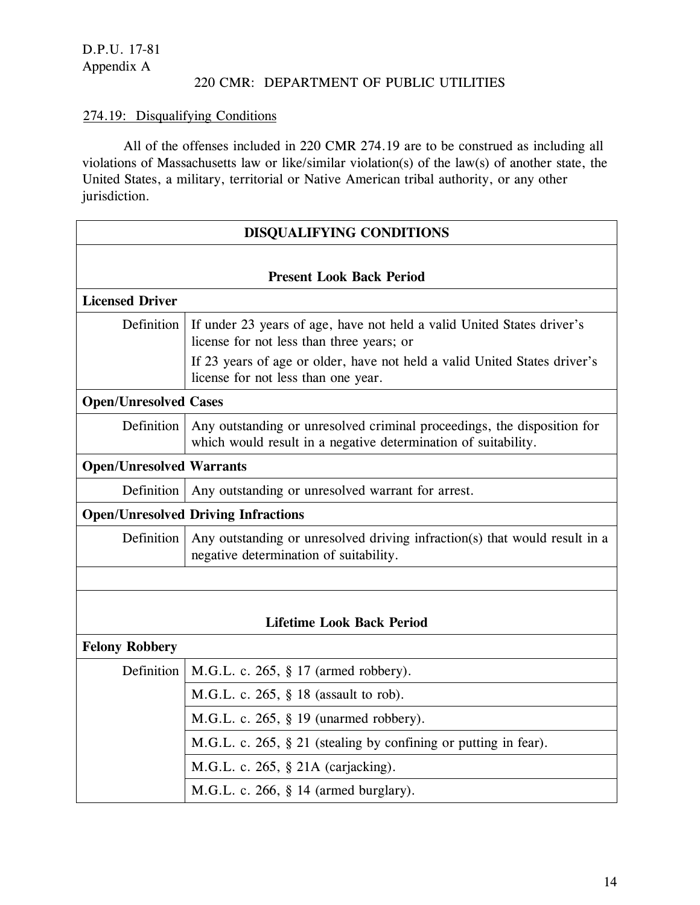D.P.U. 17-81
Appendix A

220 CMR: DEPARTMENT OF PUBLIC UTILITIES

274.19: Disqualifying Conditions

All of the offenses included in 220 CMR 274.19 are to be construed as including all violations of Massachusetts law or like/similar violation(s) of the law(s) of another state, the United States, a military, territorial or Native American tribal authority, or any other jurisdiction.

| **DISQUALIFYING CONDITIONS** | |
|---|---|
| **Present Look Back Period** | |
| **Licensed Driver** | |
| Definition | If under 23 years of age, have not held a valid United States driver's license for not less than three years; or<br>If 23 years of age or older, have not held a valid United States driver's license for not less than one year. |
| **Open/Unresolved Cases** | |
| Definition | Any outstanding or unresolved criminal proceedings, the disposition for which would result in a negative determination of suitability. |
| **Open/Unresolved Warrants** | |
| Definition | Any outstanding or unresolved warrant for arrest. |
| **Open/Unresolved Driving Infractions** | |
| Definition | Any outstanding or unresolved driving infraction(s) that would result in a negative determination of suitability. |
| | |
| **Lifetime Look Back Period** | |
| **Felony Robbery** | |
| Definition | M.G.L. c. 265, § 17 (armed robbery). |
| | M.G.L. c. 265, § 18 (assault to rob). |
| | M.G.L. c. 265, § 19 (unarmed robbery). |
| | M.G.L. c. 265, § 21 (stealing by confining or putting in fear). |
| | M.G.L. c. 265, § 21A (carjacking). |
| | M.G.L. c. 266, § 14 (armed burglary). |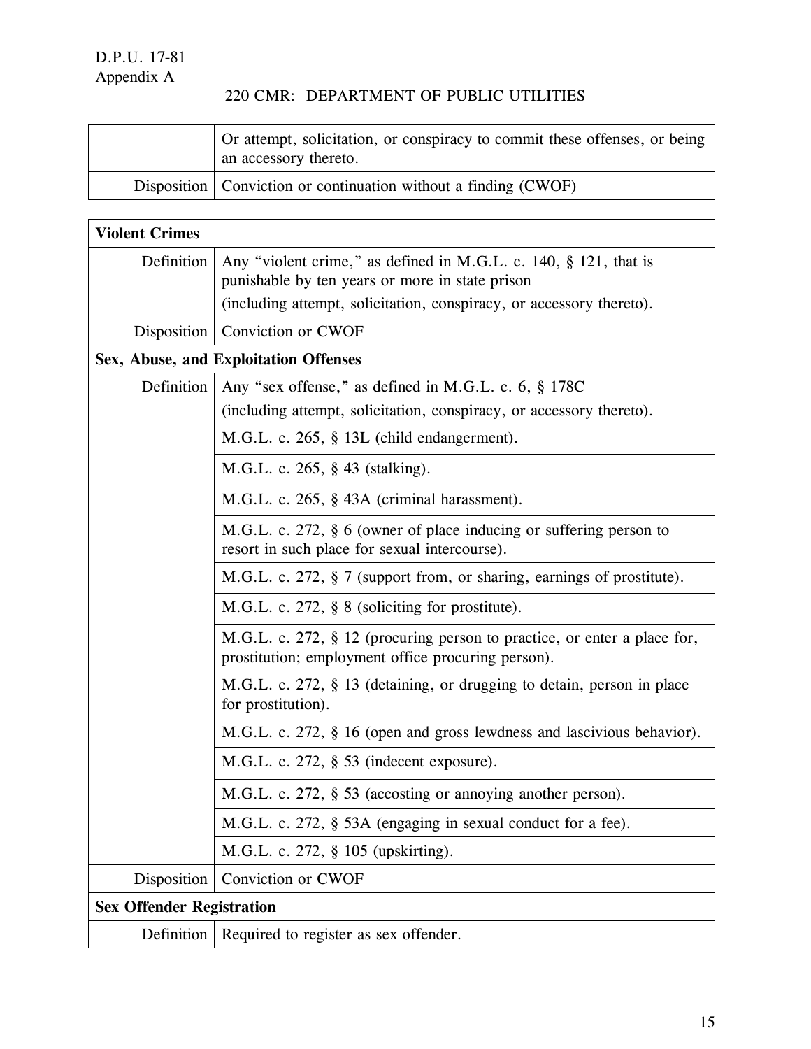| | Or attempt, solicitation, or conspiracy to commit these offenses, or being an accessory thereto. |
|---|---|
| Disposition | Conviction or continuation without a finding (CWOF) |

| **Violent Crimes** | |
|---|---|
| Definition | Any "violent crime," as defined in M.G.L. c. 140, § 121, that is punishable by ten years or more in state prison<br>(including attempt, solicitation, conspiracy, or accessory thereto). |
| Disposition | Conviction or CWOF |
| **Sex, Abuse, and Exploitation Offenses** | |
| Definition | Any "sex offense," as defined in M.G.L. c. 6, § 178C<br>(including attempt, solicitation, conspiracy, or accessory thereto). |
| | M.G.L. c. 265, § 13L (child endangerment). |
| | M.G.L. c. 265, § 43 (stalking). |
| | M.G.L. c. 265, § 43A (criminal harassment). |
| | M.G.L. c. 272, § 6 (owner of place inducing or suffering person to resort in such place for sexual intercourse). |
| | M.G.L. c. 272, § 7 (support from, or sharing, earnings of prostitute). |
| | M.G.L. c. 272, § 8 (soliciting for prostitute). |
| | M.G.L. c. 272, § 12 (procuring person to practice, or enter a place for, prostitution; employment office procuring person). |
| | M.G.L. c. 272, § 13 (detaining, or drugging to detain, person in place for prostitution). |
| | M.G.L. c. 272, § 16 (open and gross lewdness and lascivious behavior). |
| | M.G.L. c. 272, § 53 (indecent exposure). |
| | M.G.L. c. 272, § 53 (accosting or annoying another person). |
| | M.G.L. c. 272, § 53A (engaging in sexual conduct for a fee). |
| | M.G.L. c. 272, § 105 (upskirting). |
| Disposition | Conviction or CWOF |
| **Sex Offender Registration** | |
| Definition | Required to register as sex offender. |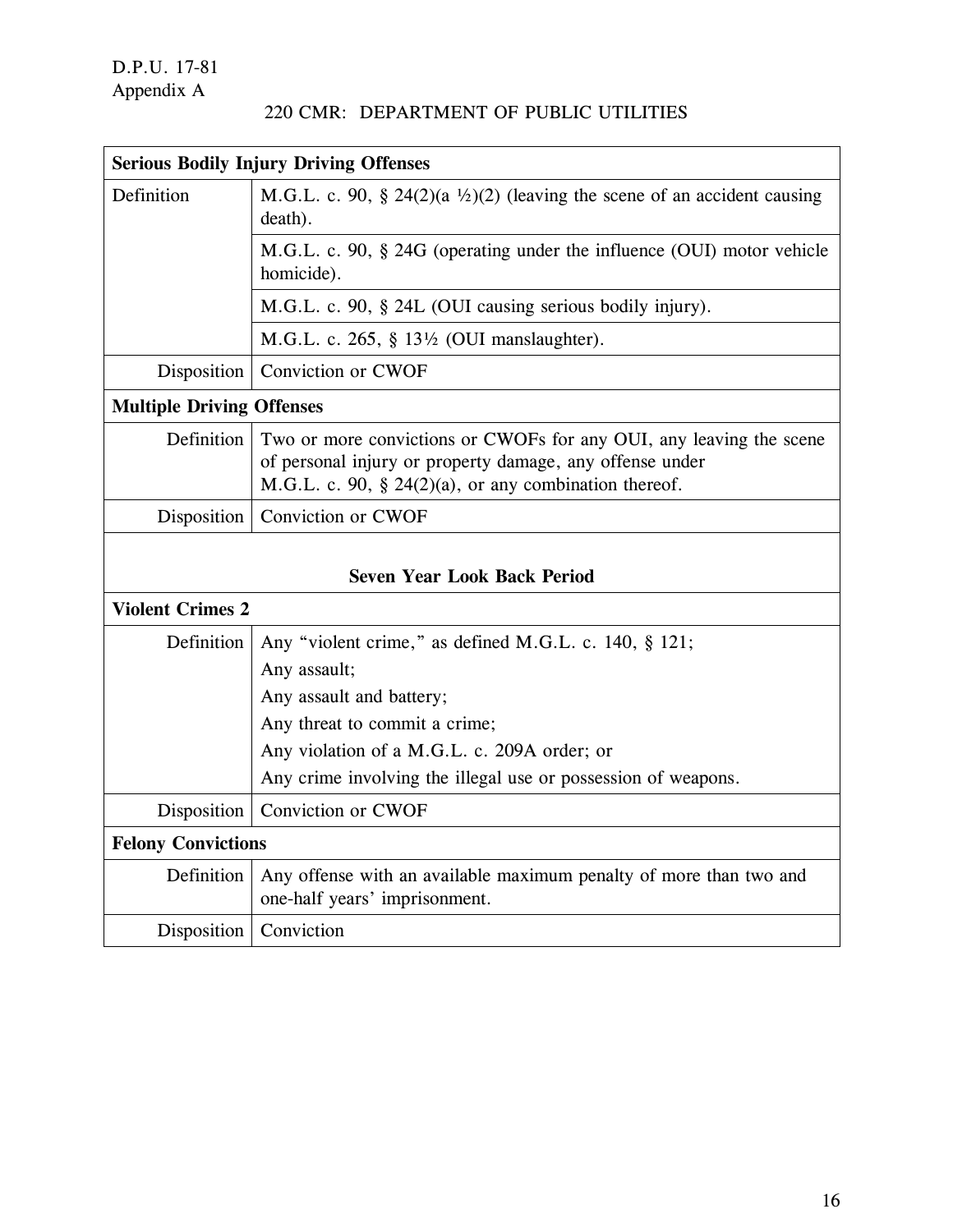| Serious Bodily Injury Driving Offenses | |
|---|---|
| Definition | M.G.L. c. 90, § 24(2)(a ½)(2) (leaving the scene of an accident causing death). |
| | M.G.L. c. 90, § 24G (operating under the influence (OUI) motor vehicle homicide). |
| | M.G.L. c. 90, § 24L (OUI causing serious bodily injury). |
| | M.G.L. c. 265, § 13½ (OUI manslaughter). |
| Disposition | Conviction or CWOF |
| **Multiple Driving Offenses** | |
| Definition | Two or more convictions or CWOFs for any OUI, any leaving the scene of personal injury or property damage, any offense under M.G.L. c. 90, § 24(2)(a), or any combination thereof. |
| Disposition | Conviction or CWOF |
| **Seven Year Look Back Period** | |
| **Violent Crimes 2** | |
| Definition | Any "violent crime," as defined M.G.L. c. 140, § 121;<br>Any assault;<br>Any assault and battery;<br>Any threat to commit a crime;<br>Any violation of a M.G.L. c. 209A order; or<br>Any crime involving the illegal use or possession of weapons. |
| Disposition | Conviction or CWOF |
| **Felony Convictions** | |
| Definition | Any offense with an available maximum penalty of more than two and one-half years' imprisonment. |
| Disposition | Conviction |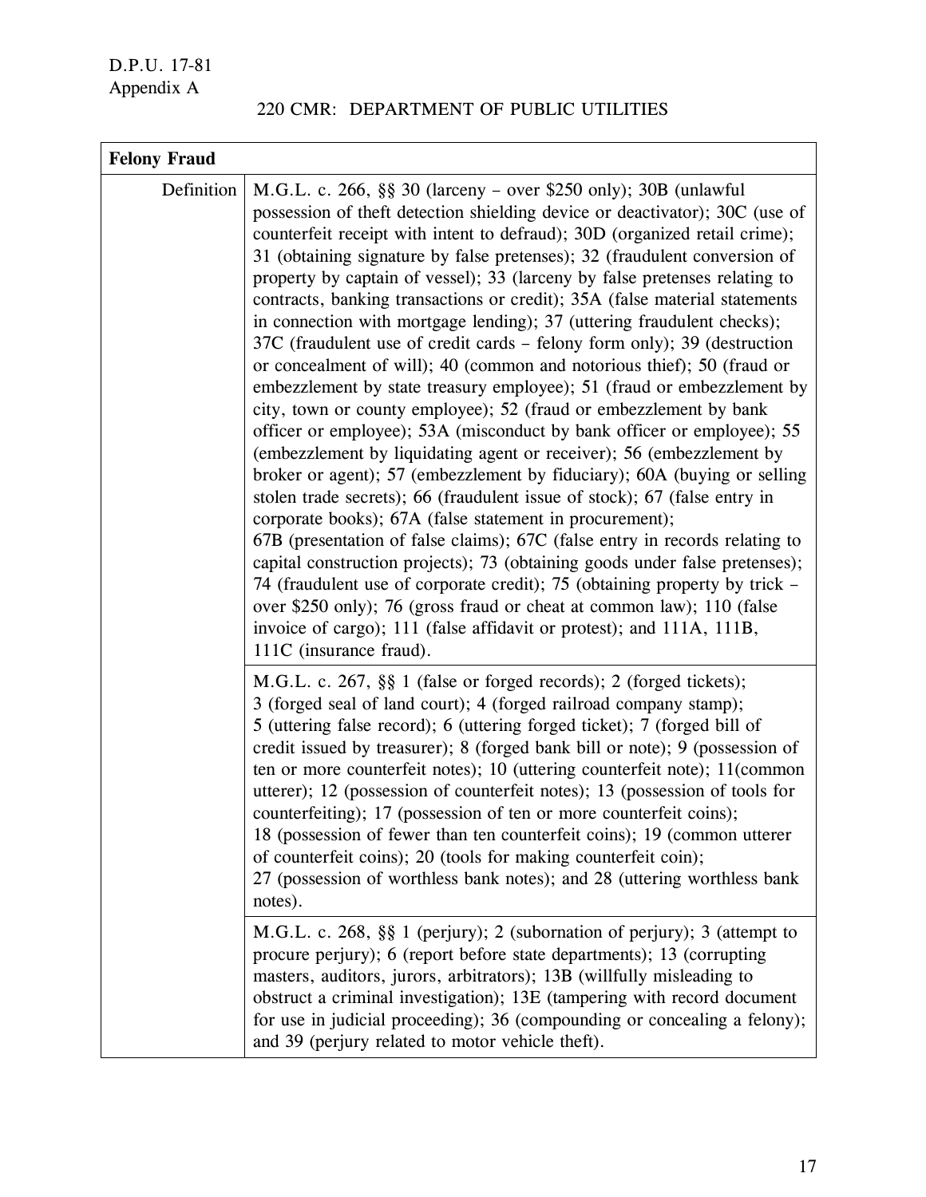| Felony Fraud | |
|---|---|
| Definition | M.G.L. c. 266, §§ 30 (larceny – over $250 only); 30B (unlawful possession of theft detection shielding device or deactivator); 30C (use of counterfeit receipt with intent to defraud); 30D (organized retail crime); 31 (obtaining signature by false pretenses); 32 (fraudulent conversion of property by captain of vessel); 33 (larceny by false pretenses relating to contracts, banking transactions or credit); 35A (false material statements in connection with mortgage lending); 37 (uttering fraudulent checks); 37C (fraudulent use of credit cards – felony form only); 39 (destruction or concealment of will); 40 (common and notorious thief); 50 (fraud or embezzlement by state treasury employee); 51 (fraud or embezzlement by city, town or county employee); 52 (fraud or embezzlement by bank officer or employee); 53A (misconduct by bank officer or employee); 55 (embezzlement by liquidating agent or receiver); 56 (embezzlement by broker or agent); 57 (embezzlement by fiduciary); 60A (buying or selling stolen trade secrets); 66 (fraudulent issue of stock); 67 (false entry in corporate books); 67A (false statement in procurement); 67B (presentation of false claims); 67C (false entry in records relating to capital construction projects); 73 (obtaining goods under false pretenses); 74 (fraudulent use of corporate credit); 75 (obtaining property by trick – over $250 only); 76 (gross fraud or cheat at common law); 110 (false invoice of cargo); 111 (false affidavit or protest); and 111A, 111B, 111C (insurance fraud). |
| | M.G.L. c. 267, §§ 1 (false or forged records); 2 (forged tickets); 3 (forged seal of land court); 4 (forged railroad company stamp); 5 (uttering false record); 6 (uttering forged ticket); 7 (forged bill of credit issued by treasurer); 8 (forged bank bill or note); 9 (possession of ten or more counterfeit notes); 10 (uttering counterfeit note); 11(common utterer); 12 (possession of counterfeit notes); 13 (possession of tools for counterfeiting); 17 (possession of ten or more counterfeit coins); 18 (possession of fewer than ten counterfeit coins); 19 (common utterer of counterfeit coins); 20 (tools for making counterfeit coin); 27 (possession of worthless bank notes); and 28 (uttering worthless bank notes). |
| | M.G.L. c. 268, §§ 1 (perjury); 2 (subornation of perjury); 3 (attempt to procure perjury); 6 (report before state departments); 13 (corrupting masters, auditors, jurors, arbitrators); 13B (willfully misleading to obstruct a criminal investigation); 13E (tampering with record document for use in judicial proceeding); 36 (compounding or concealing a felony); and 39 (perjury related to motor vehicle theft). |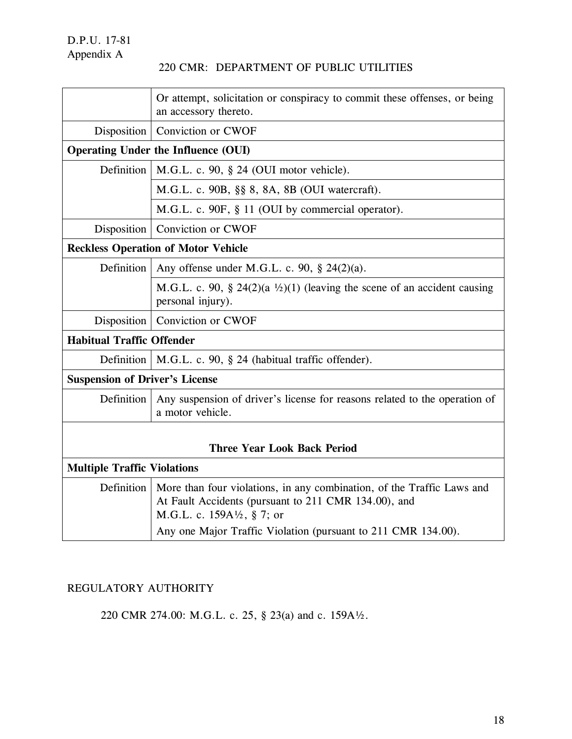D.P.U. 17-81
Appendix A

220 CMR: DEPARTMENT OF PUBLIC UTILITIES

| | |
|---|---|
| | Or attempt, solicitation or conspiracy to commit these offenses, or being an accessory thereto. |
| Disposition | Conviction or CWOF |
| **Operating Under the Influence (OUI)** | |
| Definition | M.G.L. c. 90, § 24 (OUI motor vehicle). |
| | M.G.L. c. 90B, §§ 8, 8A, 8B (OUI watercraft). |
| | M.G.L. c. 90F, § 11 (OUI by commercial operator). |
| Disposition | Conviction or CWOF |
| **Reckless Operation of Motor Vehicle** | |
| Definition | Any offense under M.G.L. c. 90, § 24(2)(a). |
| | M.G.L. c. 90, § 24(2)(a ½)(1) (leaving the scene of an accident causing personal injury). |
| Disposition | Conviction or CWOF |
| **Habitual Traffic Offender** | |
| Definition | M.G.L. c. 90, § 24 (habitual traffic offender). |
| **Suspension of Driver's License** | |
| Definition | Any suspension of driver's license for reasons related to the operation of a motor vehicle. |
| **Three Year Look Back Period** | |
| **Multiple Traffic Violations** | |
| Definition | More than four violations, in any combination, of the Traffic Laws and At Fault Accidents (pursuant to 211 CMR 134.00), and M.G.L. c. 159A½, § 7; or<br>Any one Major Traffic Violation (pursuant to 211 CMR 134.00). |

REGULATORY AUTHORITY

220 CMR 274.00: M.G.L. c. 25, § 23(a) and c. 159A½.